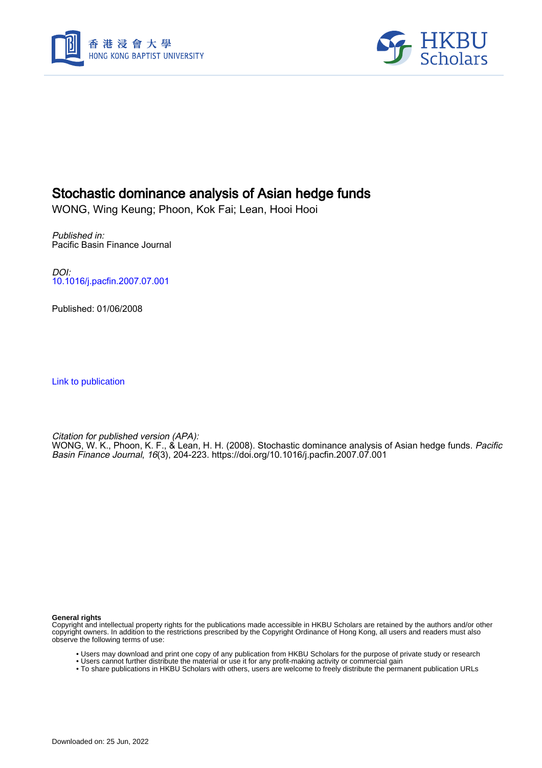# Stochastic dominance analysis of Asian hedge funds

WONG, Wing Keung; Phoon, Kok Fai; Lean, Hooi Hooi

*Published in:*
Pacific Basin Finance Journal

*DOI:*
10.1016/j.pacfin.2007.07.001

Published: 01/06/2008

Link to publication

*Citation for published version (APA):*
WONG, W. K., Phoon, K. F., & Lean, H. H. (2008). Stochastic dominance analysis of Asian hedge funds. *Pacific Basin Finance Journal*, *16*(3), 204-223. https://doi.org/10.1016/j.pacfin.2007.07.001

**General rights**
Copyright and intellectual property rights for the publications made accessible in HKBU Scholars are retained by the authors and/or other copyright owners. In addition to the restrictions prescribed by the Copyright Ordinance of Hong Kong, all users and readers must also observe the following terms of use:

- Users may download and print one copy of any publication from HKBU Scholars for the purpose of private study or research
- Users cannot further distribute the material or use it for any profit-making activity or commercial gain
- To share publications in HKBU Scholars with others, users are welcome to freely distribute the permanent publication URLs

Downloaded on: 25 Jun, 2022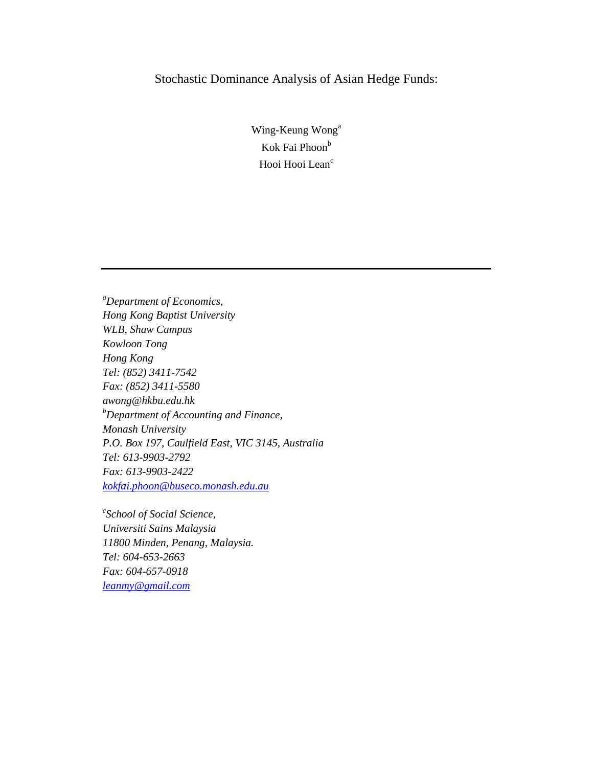# Stochastic Dominance Analysis of Asian Hedge Funds:

Wing-Keung Wong[a]
Kok Fai Phoon[b]
Hooi Hooi Lean[c]

---

[a]*Department of Economics,*
*Hong Kong Baptist University*
*WLB, Shaw Campus*
*Kowloon Tong*
*Hong Kong*
*Tel: (852) 3411-7542*
*Fax: (852) 3411-5580*
*awong@hkbu.edu.hk*

[b]*Department of Accounting and Finance,*
*Monash University*
*P.O. Box 197, Caulfield East, VIC 3145, Australia*
*Tel: 613-9903-2792*
*Fax: 613-9903-2422*
*kokfai.phoon@buseco.monash.edu.au*

[c]*School of Social Science,*
*Universiti Sains Malaysia*
*11800 Minden, Penang, Malaysia.*
*Tel: 604-653-2663*
*Fax: 604-657-0918*
*leanmy@gmail.com*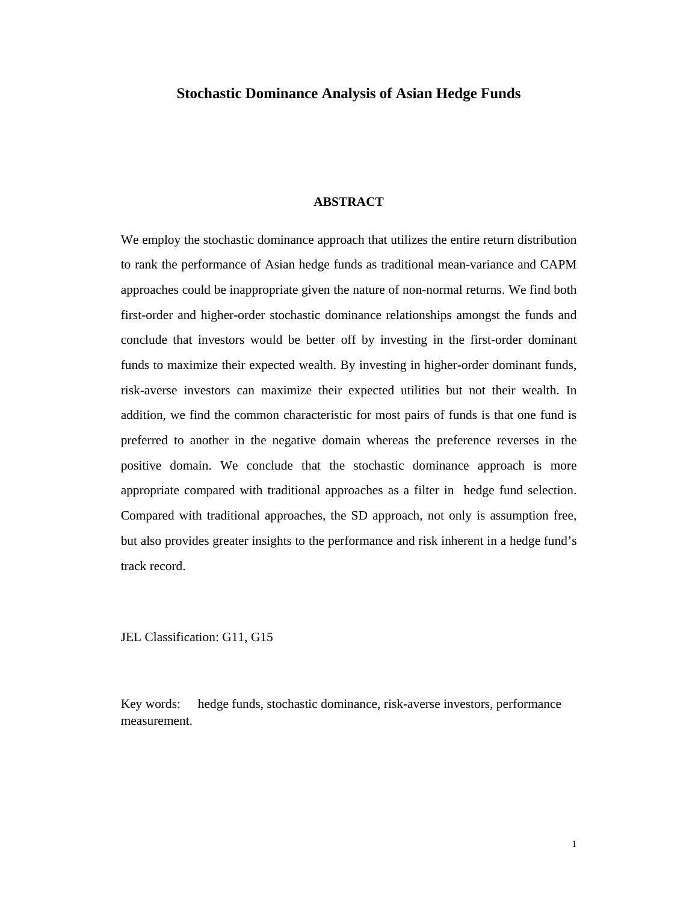# Stochastic Dominance Analysis of Asian Hedge Funds

## ABSTRACT

We employ the stochastic dominance approach that utilizes the entire return distribution to rank the performance of Asian hedge funds as traditional mean-variance and CAPM approaches could be inappropriate given the nature of non-normal returns. We find both first-order and higher-order stochastic dominance relationships amongst the funds and conclude that investors would be better off by investing in the first-order dominant funds to maximize their expected wealth. By investing in higher-order dominant funds, risk-averse investors can maximize their expected utilities but not their wealth. In addition, we find the common characteristic for most pairs of funds is that one fund is preferred to another in the negative domain whereas the preference reverses in the positive domain. We conclude that the stochastic dominance approach is more appropriate compared with traditional approaches as a filter in hedge fund selection. Compared with traditional approaches, the SD approach, not only is assumption free, but also provides greater insights to the performance and risk inherent in a hedge fund's track record.

JEL Classification: G11, G15

Key words: hedge funds, stochastic dominance, risk-averse investors, performance measurement.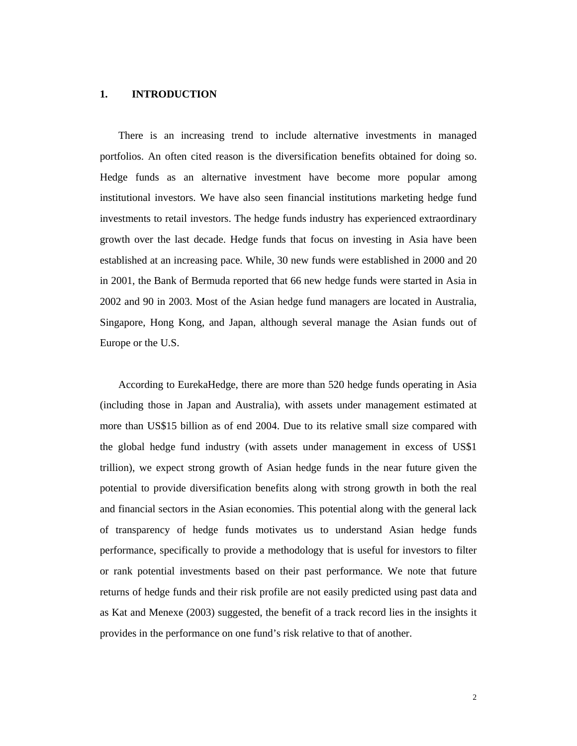# 1. INTRODUCTION

There is an increasing trend to include alternative investments in managed portfolios. An often cited reason is the diversification benefits obtained for doing so. Hedge funds as an alternative investment have become more popular among institutional investors. We have also seen financial institutions marketing hedge fund investments to retail investors. The hedge funds industry has experienced extraordinary growth over the last decade. Hedge funds that focus on investing in Asia have been established at an increasing pace. While, 30 new funds were established in 2000 and 20 in 2001, the Bank of Bermuda reported that 66 new hedge funds were started in Asia in 2002 and 90 in 2003. Most of the Asian hedge fund managers are located in Australia, Singapore, Hong Kong, and Japan, although several manage the Asian funds out of Europe or the U.S.

According to EurekaHedge, there are more than 520 hedge funds operating in Asia (including those in Japan and Australia), with assets under management estimated at more than US$15 billion as of end 2004. Due to its relative small size compared with the global hedge fund industry (with assets under management in excess of US$1 trillion), we expect strong growth of Asian hedge funds in the near future given the potential to provide diversification benefits along with strong growth in both the real and financial sectors in the Asian economies. This potential along with the general lack of transparency of hedge funds motivates us to understand Asian hedge funds performance, specifically to provide a methodology that is useful for investors to filter or rank potential investments based on their past performance. We note that future returns of hedge funds and their risk profile are not easily predicted using past data and as Kat and Menexe (2003) suggested, the benefit of a track record lies in the insights it provides in the performance on one fund's risk relative to that of another.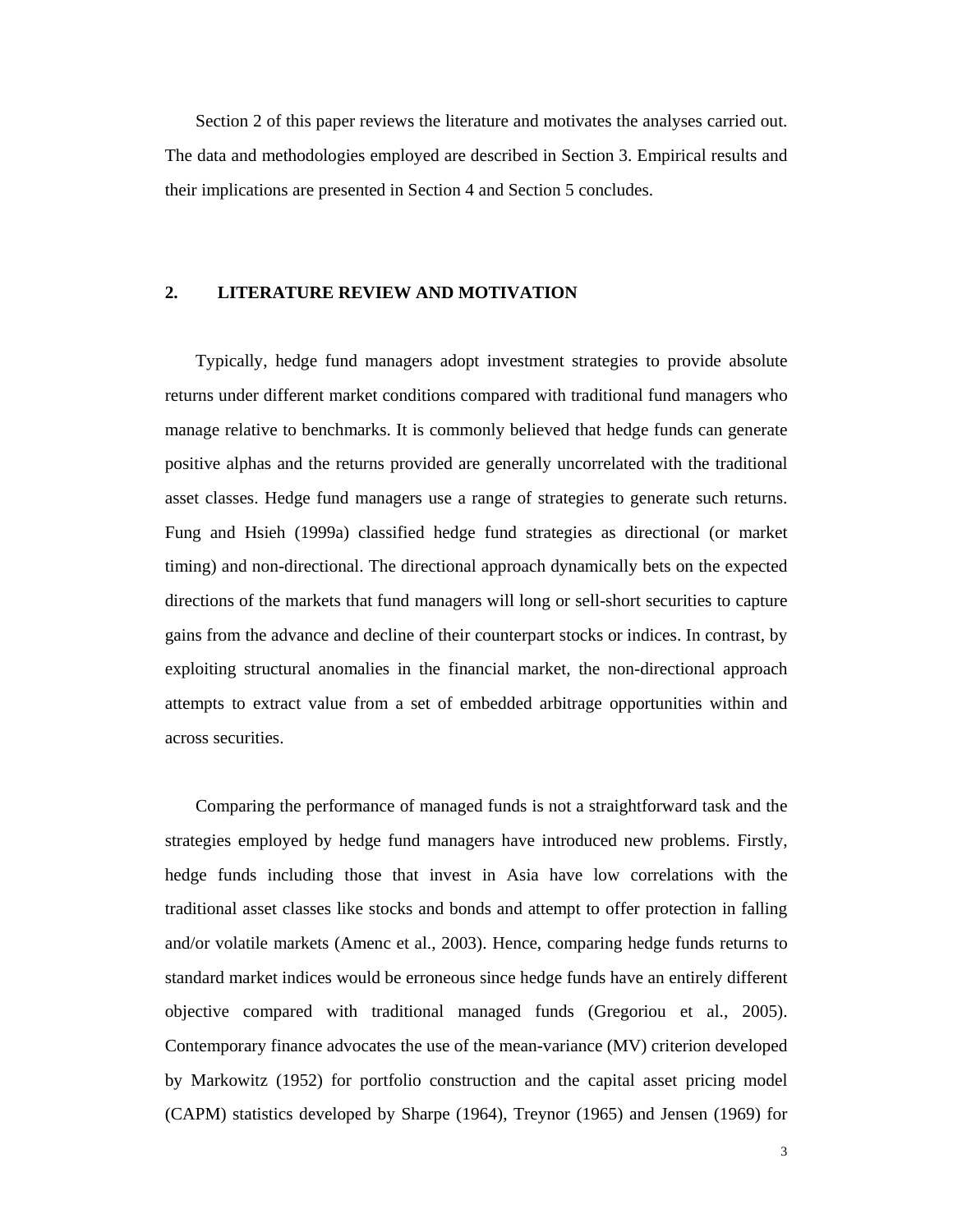Section 2 of this paper reviews the literature and motivates the analyses carried out. The data and methodologies employed are described in Section 3. Empirical results and their implications are presented in Section 4 and Section 5 concludes.

## 2. LITERATURE REVIEW AND MOTIVATION

Typically, hedge fund managers adopt investment strategies to provide absolute returns under different market conditions compared with traditional fund managers who manage relative to benchmarks. It is commonly believed that hedge funds can generate positive alphas and the returns provided are generally uncorrelated with the traditional asset classes. Hedge fund managers use a range of strategies to generate such returns. Fung and Hsieh (1999a) classified hedge fund strategies as directional (or market timing) and non-directional. The directional approach dynamically bets on the expected directions of the markets that fund managers will long or sell-short securities to capture gains from the advance and decline of their counterpart stocks or indices. In contrast, by exploiting structural anomalies in the financial market, the non-directional approach attempts to extract value from a set of embedded arbitrage opportunities within and across securities.

Comparing the performance of managed funds is not a straightforward task and the strategies employed by hedge fund managers have introduced new problems. Firstly, hedge funds including those that invest in Asia have low correlations with the traditional asset classes like stocks and bonds and attempt to offer protection in falling and/or volatile markets (Amenc et al., 2003). Hence, comparing hedge funds returns to standard market indices would be erroneous since hedge funds have an entirely different objective compared with traditional managed funds (Gregoriou et al., 2005). Contemporary finance advocates the use of the mean-variance (MV) criterion developed by Markowitz (1952) for portfolio construction and the capital asset pricing model (CAPM) statistics developed by Sharpe (1964), Treynor (1965) and Jensen (1969) for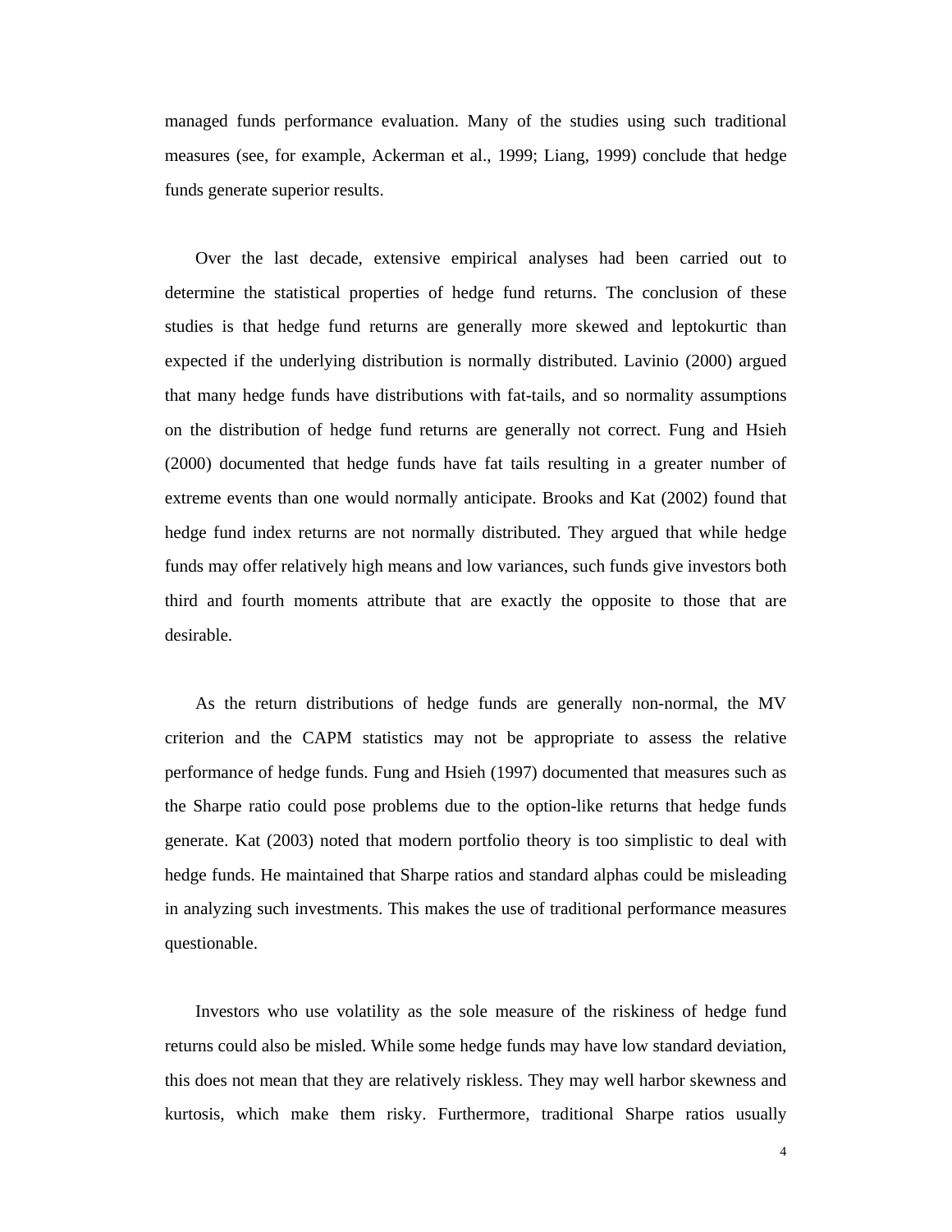managed funds performance evaluation. Many of the studies using such traditional measures (see, for example, Ackerman et al., 1999; Liang, 1999) conclude that hedge funds generate superior results.

Over the last decade, extensive empirical analyses had been carried out to determine the statistical properties of hedge fund returns. The conclusion of these studies is that hedge fund returns are generally more skewed and leptokurtic than expected if the underlying distribution is normally distributed. Lavinio (2000) argued that many hedge funds have distributions with fat-tails, and so normality assumptions on the distribution of hedge fund returns are generally not correct. Fung and Hsieh (2000) documented that hedge funds have fat tails resulting in a greater number of extreme events than one would normally anticipate. Brooks and Kat (2002) found that hedge fund index returns are not normally distributed. They argued that while hedge funds may offer relatively high means and low variances, such funds give investors both third and fourth moments attribute that are exactly the opposite to those that are desirable.

As the return distributions of hedge funds are generally non-normal, the MV criterion and the CAPM statistics may not be appropriate to assess the relative performance of hedge funds. Fung and Hsieh (1997) documented that measures such as the Sharpe ratio could pose problems due to the option-like returns that hedge funds generate. Kat (2003) noted that modern portfolio theory is too simplistic to deal with hedge funds. He maintained that Sharpe ratios and standard alphas could be misleading in analyzing such investments. This makes the use of traditional performance measures questionable.

Investors who use volatility as the sole measure of the riskiness of hedge fund returns could also be misled. While some hedge funds may have low standard deviation, this does not mean that they are relatively riskless. They may well harbor skewness and kurtosis, which make them risky. Furthermore, traditional Sharpe ratios usually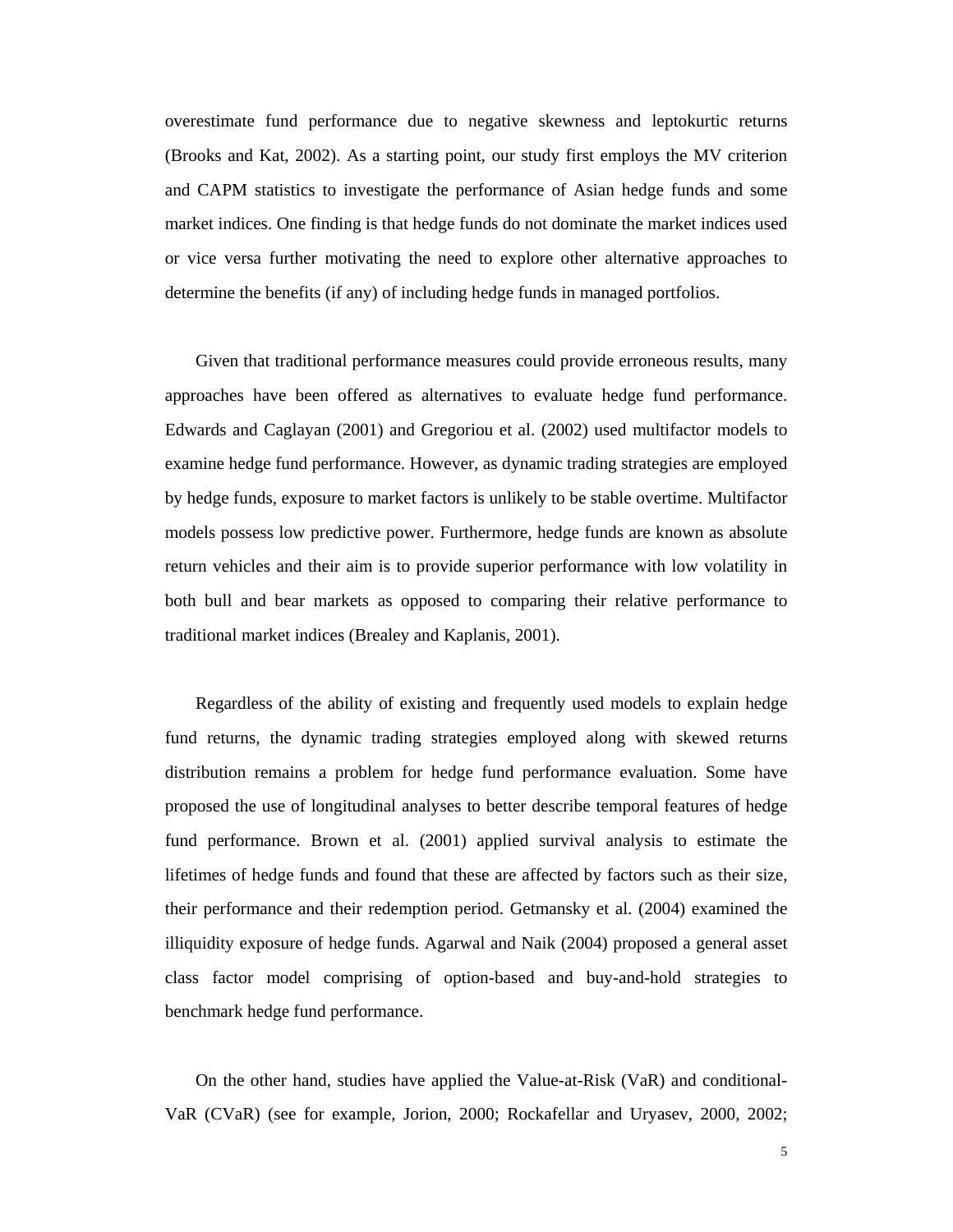overestimate fund performance due to negative skewness and leptokurtic returns (Brooks and Kat, 2002). As a starting point, our study first employs the MV criterion and CAPM statistics to investigate the performance of Asian hedge funds and some market indices. One finding is that hedge funds do not dominate the market indices used or vice versa further motivating the need to explore other alternative approaches to determine the benefits (if any) of including hedge funds in managed portfolios.

Given that traditional performance measures could provide erroneous results, many approaches have been offered as alternatives to evaluate hedge fund performance. Edwards and Caglayan (2001) and Gregoriou et al. (2002) used multifactor models to examine hedge fund performance. However, as dynamic trading strategies are employed by hedge funds, exposure to market factors is unlikely to be stable overtime. Multifactor models possess low predictive power. Furthermore, hedge funds are known as absolute return vehicles and their aim is to provide superior performance with low volatility in both bull and bear markets as opposed to comparing their relative performance to traditional market indices (Brealey and Kaplanis, 2001).

Regardless of the ability of existing and frequently used models to explain hedge fund returns, the dynamic trading strategies employed along with skewed returns distribution remains a problem for hedge fund performance evaluation. Some have proposed the use of longitudinal analyses to better describe temporal features of hedge fund performance. Brown et al. (2001) applied survival analysis to estimate the lifetimes of hedge funds and found that these are affected by factors such as their size, their performance and their redemption period. Getmansky et al. (2004) examined the illiquidity exposure of hedge funds. Agarwal and Naik (2004) proposed a general asset class factor model comprising of option-based and buy-and-hold strategies to benchmark hedge fund performance.

On the other hand, studies have applied the Value-at-Risk (VaR) and conditional-VaR (CVaR) (see for example, Jorion, 2000; Rockafellar and Uryasev, 2000, 2002;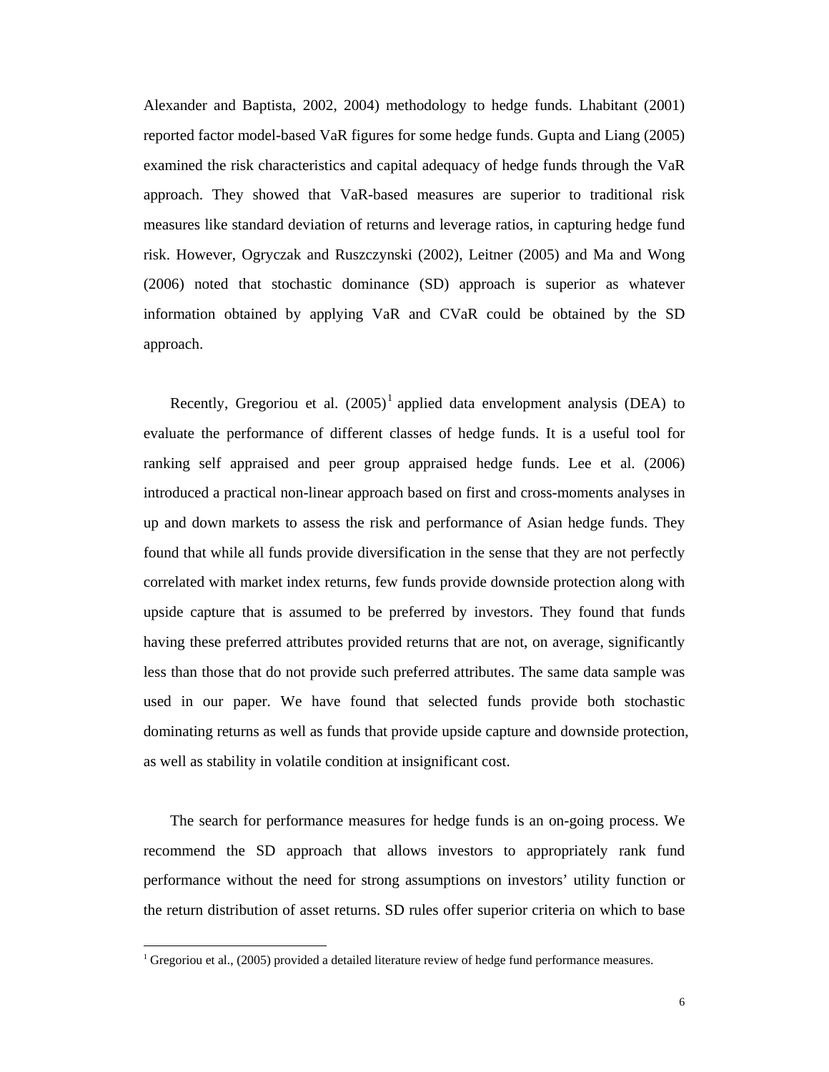Alexander and Baptista, 2002, 2004) methodology to hedge funds. Lhabitant (2001) reported factor model-based VaR figures for some hedge funds. Gupta and Liang (2005) examined the risk characteristics and capital adequacy of hedge funds through the VaR approach. They showed that VaR-based measures are superior to traditional risk measures like standard deviation of returns and leverage ratios, in capturing hedge fund risk. However, Ogryczak and Ruszczynski (2002), Leitner (2005) and Ma and Wong (2006) noted that stochastic dominance (SD) approach is superior as whatever information obtained by applying VaR and CVaR could be obtained by the SD approach.

Recently, Gregoriou et al. (2005)[1] applied data envelopment analysis (DEA) to evaluate the performance of different classes of hedge funds. It is a useful tool for ranking self appraised and peer group appraised hedge funds. Lee et al. (2006) introduced a practical non-linear approach based on first and cross-moments analyses in up and down markets to assess the risk and performance of Asian hedge funds. They found that while all funds provide diversification in the sense that they are not perfectly correlated with market index returns, few funds provide downside protection along with upside capture that is assumed to be preferred by investors. They found that funds having these preferred attributes provided returns that are not, on average, significantly less than those that do not provide such preferred attributes. The same data sample was used in our paper. We have found that selected funds provide both stochastic dominating returns as well as funds that provide upside capture and downside protection, as well as stability in volatile condition at insignificant cost.

The search for performance measures for hedge funds is an on-going process. We recommend the SD approach that allows investors to appropriately rank fund performance without the need for strong assumptions on investors' utility function or the return distribution of asset returns. SD rules offer superior criteria on which to base

[1] Gregoriou et al., (2005) provided a detailed literature review of hedge fund performance measures.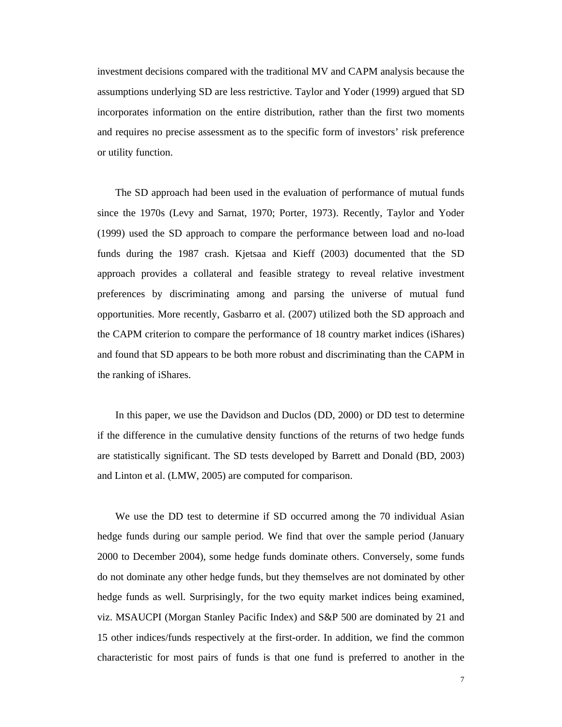investment decisions compared with the traditional MV and CAPM analysis because the assumptions underlying SD are less restrictive. Taylor and Yoder (1999) argued that SD incorporates information on the entire distribution, rather than the first two moments and requires no precise assessment as to the specific form of investors' risk preference or utility function.

The SD approach had been used in the evaluation of performance of mutual funds since the 1970s (Levy and Sarnat, 1970; Porter, 1973). Recently, Taylor and Yoder (1999) used the SD approach to compare the performance between load and no-load funds during the 1987 crash. Kjetsaa and Kieff (2003) documented that the SD approach provides a collateral and feasible strategy to reveal relative investment preferences by discriminating among and parsing the universe of mutual fund opportunities. More recently, Gasbarro et al. (2007) utilized both the SD approach and the CAPM criterion to compare the performance of 18 country market indices (iShares) and found that SD appears to be both more robust and discriminating than the CAPM in the ranking of iShares.

In this paper, we use the Davidson and Duclos (DD, 2000) or DD test to determine if the difference in the cumulative density functions of the returns of two hedge funds are statistically significant. The SD tests developed by Barrett and Donald (BD, 2003) and Linton et al. (LMW, 2005) are computed for comparison.

We use the DD test to determine if SD occurred among the 70 individual Asian hedge funds during our sample period. We find that over the sample period (January 2000 to December 2004), some hedge funds dominate others. Conversely, some funds do not dominate any other hedge funds, but they themselves are not dominated by other hedge funds as well. Surprisingly, for the two equity market indices being examined, viz. MSAUCPI (Morgan Stanley Pacific Index) and S&P 500 are dominated by 21 and 15 other indices/funds respectively at the first-order. In addition, we find the common characteristic for most pairs of funds is that one fund is preferred to another in the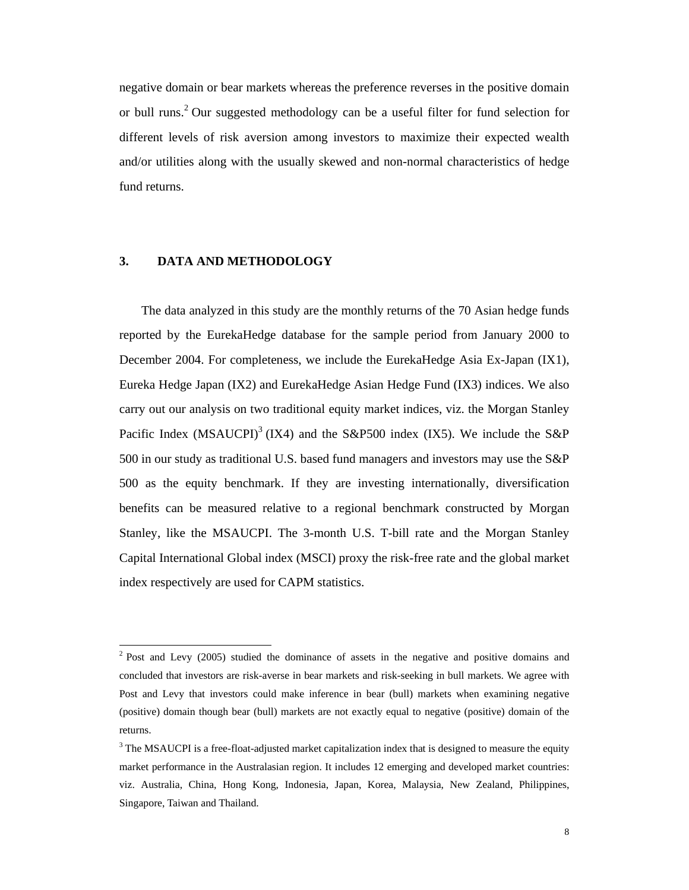negative domain or bear markets whereas the preference reverses in the positive domain or bull runs.[2] Our suggested methodology can be a useful filter for fund selection for different levels of risk aversion among investors to maximize their expected wealth and/or utilities along with the usually skewed and non-normal characteristics of hedge fund returns.

## 3. DATA AND METHODOLOGY

The data analyzed in this study are the monthly returns of the 70 Asian hedge funds reported by the EurekaHedge database for the sample period from January 2000 to December 2004. For completeness, we include the EurekaHedge Asia Ex-Japan (IX1), Eureka Hedge Japan (IX2) and EurekaHedge Asian Hedge Fund (IX3) indices. We also carry out our analysis on two traditional equity market indices, viz. the Morgan Stanley Pacific Index (MSAUCPI)[3] (IX4) and the S&P500 index (IX5). We include the S&P 500 in our study as traditional U.S. based fund managers and investors may use the S&P 500 as the equity benchmark. If they are investing internationally, diversification benefits can be measured relative to a regional benchmark constructed by Morgan Stanley, like the MSAUCPI. The 3-month U.S. T-bill rate and the Morgan Stanley Capital International Global index (MSCI) proxy the risk-free rate and the global market index respectively are used for CAPM statistics.

---

[2] Post and Levy (2005) studied the dominance of assets in the negative and positive domains and concluded that investors are risk-averse in bear markets and risk-seeking in bull markets. We agree with Post and Levy that investors could make inference in bear (bull) markets when examining negative (positive) domain though bear (bull) markets are not exactly equal to negative (positive) domain of the returns.

[3] The MSAUCPI is a free-float-adjusted market capitalization index that is designed to measure the equity market performance in the Australasian region. It includes 12 emerging and developed market countries: viz. Australia, China, Hong Kong, Indonesia, Japan, Korea, Malaysia, New Zealand, Philippines, Singapore, Taiwan and Thailand.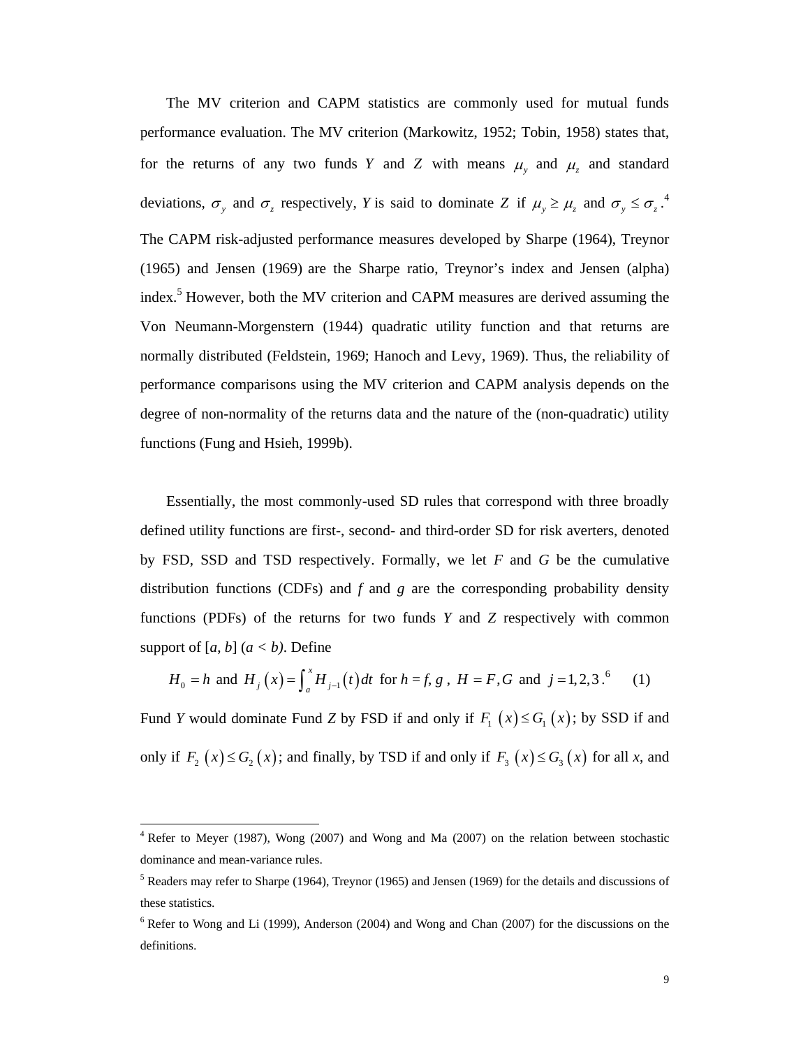The MV criterion and CAPM statistics are commonly used for mutual funds performance evaluation. The MV criterion (Markowitz, 1952; Tobin, 1958) states that, for the returns of any two funds *Y* and *Z* with means $\mu_y$ and $\mu_z$ and standard deviations, $\sigma_y$ and $\sigma_z$ respectively, *Y* is said to dominate *Z* if $\mu_y \geq \mu_z$ and $\sigma_y \leq \sigma_z$.[4] The CAPM risk-adjusted performance measures developed by Sharpe (1964), Treynor (1965) and Jensen (1969) are the Sharpe ratio, Treynor's index and Jensen (alpha) index.[5] However, both the MV criterion and CAPM measures are derived assuming the Von Neumann-Morgenstern (1944) quadratic utility function and that returns are normally distributed (Feldstein, 1969; Hanoch and Levy, 1969). Thus, the reliability of performance comparisons using the MV criterion and CAPM analysis depends on the degree of non-normality of the returns data and the nature of the (non-quadratic) utility functions (Fung and Hsieh, 1999b).

Essentially, the most commonly-used SD rules that correspond with three broadly defined utility functions are first-, second- and third-order SD for risk averters, denoted by FSD, SSD and TSD respectively. Formally, we let *F* and *G* be the cumulative distribution functions (CDFs) and *f* and *g* are the corresponding probability density functions (PDFs) of the returns for two funds *Y* and *Z* respectively with common support of [*a*, *b*] (*a* < *b*). Define

$$H_0 = h \text{ and } H_j(x) = \int_a^x H_{j-1}(t)\,dt \text{ for } h = f, g\text{ , } H = F, G \text{ and } j = 1, 2, 3\text{ .}^{6} \qquad (1)$$

Fund *Y* would dominate Fund *Z* by FSD if and only if $F_1(x) \leq G_1(x)$; by SSD if and only if $F_2(x) \leq G_2(x)$; and finally, by TSD if and only if $F_3(x) \leq G_3(x)$ for all *x*, and

---

[4] Refer to Meyer (1987), Wong (2007) and Wong and Ma (2007) on the relation between stochastic dominance and mean-variance rules.

[5] Readers may refer to Sharpe (1964), Treynor (1965) and Jensen (1969) for the details and discussions of these statistics.

[6] Refer to Wong and Li (1999), Anderson (2004) and Wong and Chan (2007) for the discussions on the definitions.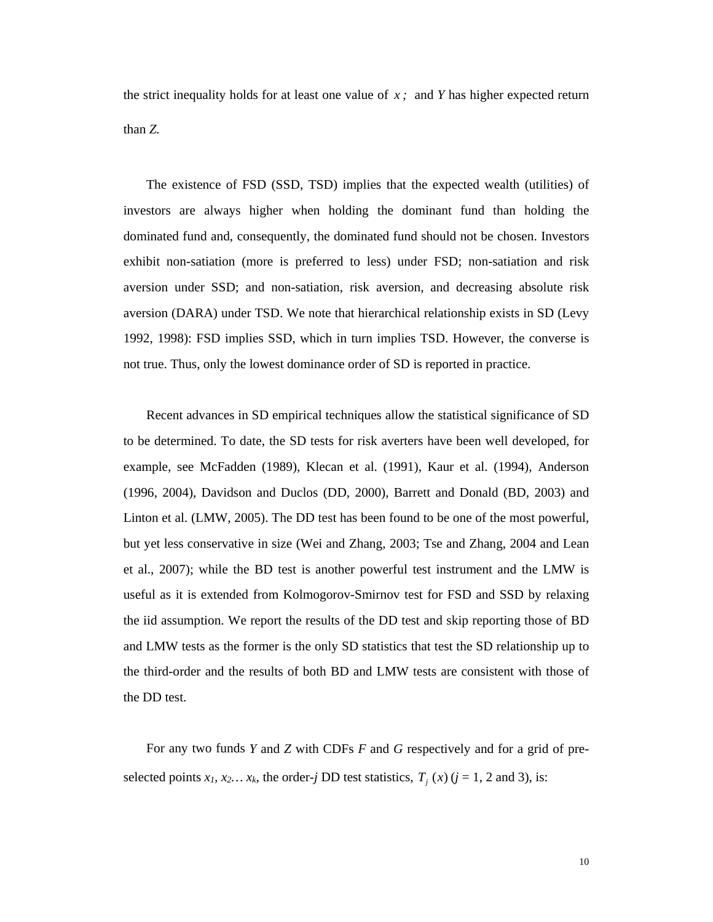the strict inequality holds for at least one value of $x$; and $Y$ has higher expected return than $Z$.

The existence of FSD (SSD, TSD) implies that the expected wealth (utilities) of investors are always higher when holding the dominant fund than holding the dominated fund and, consequently, the dominated fund should not be chosen. Investors exhibit non-satiation (more is preferred to less) under FSD; non-satiation and risk aversion under SSD; and non-satiation, risk aversion, and decreasing absolute risk aversion (DARA) under TSD. We note that hierarchical relationship exists in SD (Levy 1992, 1998): FSD implies SSD, which in turn implies TSD. However, the converse is not true. Thus, only the lowest dominance order of SD is reported in practice.

Recent advances in SD empirical techniques allow the statistical significance of SD to be determined. To date, the SD tests for risk averters have been well developed, for example, see McFadden (1989), Klecan et al. (1991), Kaur et al. (1994), Anderson (1996, 2004), Davidson and Duclos (DD, 2000), Barrett and Donald (BD, 2003) and Linton et al. (LMW, 2005). The DD test has been found to be one of the most powerful, but yet less conservative in size (Wei and Zhang, 2003; Tse and Zhang, 2004 and Lean et al., 2007); while the BD test is another powerful test instrument and the LMW is useful as it is extended from Kolmogorov-Smirnov test for FSD and SSD by relaxing the iid assumption. We report the results of the DD test and skip reporting those of BD and LMW tests as the former is the only SD statistics that test the SD relationship up to the third-order and the results of both BD and LMW tests are consistent with those of the DD test.

For any two funds $Y$ and $Z$ with CDFs $F$ and $G$ respectively and for a grid of pre-selected points $x_1, x_2 \ldots x_k$, the order-$j$ DD test statistics, $T_j(x)$ ($j$ = 1, 2 and 3), is: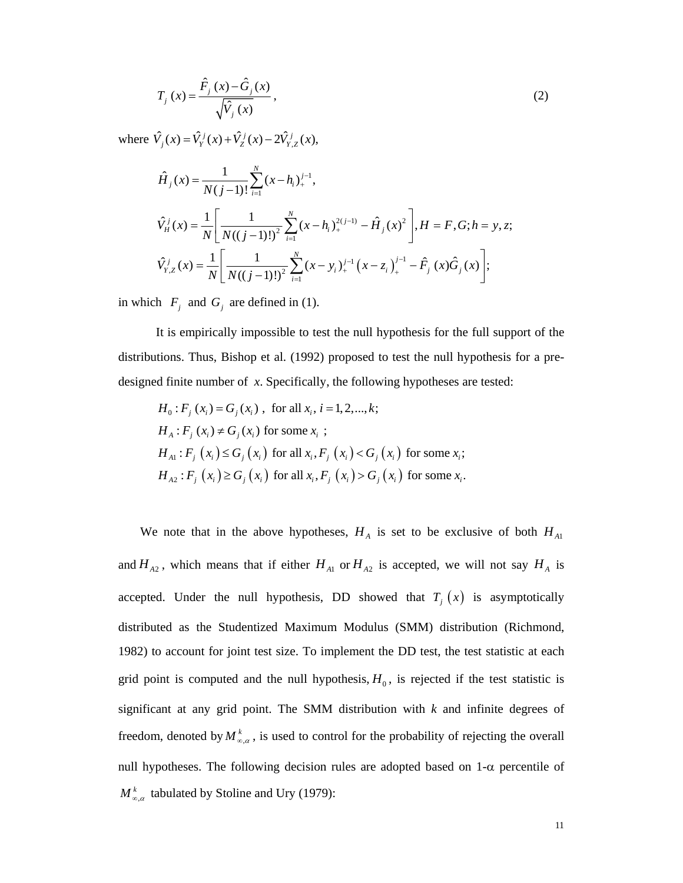$$T_j(x) = \frac{\hat{F}_j(x) - \hat{G}_j(x)}{\sqrt{\hat{V}_j(x)}}, \tag{2}$$

where $\hat{V}_j(x) = \hat{V}_Y^j(x) + \hat{V}_Z^j(x) - 2\hat{V}_{Y,Z}^j(x),$

$$\hat{H}_j(x) = \frac{1}{N(j-1)!}\sum_{i=1}^{N}(x-h_i)_+^{j-1},$$

$$\hat{V}_H^j(x) = \frac{1}{N}\left[\frac{1}{N((j-1)!)^2}\sum_{i=1}^{N}(x-h_i)_+^{2(j-1)} - \hat{H}_j(x)^2\right], H = F, G; h = y, z;$$

$$\hat{V}_{Y,Z}^j(x) = \frac{1}{N}\left[\frac{1}{N((j-1)!)^2}\sum_{i=1}^{N}(x-y_i)_+^{j-1}\left(x-z_i\right)_+^{j-1} - \hat{F}_j(x)\hat{G}_j(x)\right];$$

in which $F_j$ and $G_j$ are defined in (1).

It is empirically impossible to test the null hypothesis for the full support of the distributions. Thus, Bishop et al. (1992) proposed to test the null hypothesis for a pre-designed finite number of $x$. Specifically, the following hypotheses are tested:

$$H_0 : F_j(x_i) = G_j(x_i), \text{ for all } x_i, i = 1, 2, ..., k;$$
$$H_A : F_j(x_i) \neq G_j(x_i) \text{ for some } x_i;$$
$$H_{A1} : F_j\left(x_i\right) \leq G_j\left(x_i\right) \text{ for all } x_i, F_j\left(x_i\right) < G_j\left(x_i\right) \text{ for some } x_i;$$
$$H_{A2} : F_j\left(x_i\right) \geq G_j\left(x_i\right) \text{ for all } x_i, F_j\left(x_i\right) > G_j\left(x_i\right) \text{ for some } x_i.$$

We note that in the above hypotheses, $H_A$ is set to be exclusive of both $H_{A1}$ and $H_{A2}$, which means that if either $H_{A1}$ or $H_{A2}$ is accepted, we will not say $H_A$ is accepted. Under the null hypothesis, DD showed that $T_j\left(x\right)$ is asymptotically distributed as the Studentized Maximum Modulus (SMM) distribution (Richmond, 1982) to account for joint test size. To implement the DD test, the test statistic at each grid point is computed and the null hypothesis, $H_0$, is rejected if the test statistic is significant at any grid point. The SMM distribution with $k$ and infinite degrees of freedom, denoted by $M_{\infty,\alpha}^k$, is used to control for the probability of rejecting the overall null hypotheses. The following decision rules are adopted based on 1-$\alpha$ percentile of $M_{\infty,\alpha}^k$ tabulated by Stoline and Ury (1979):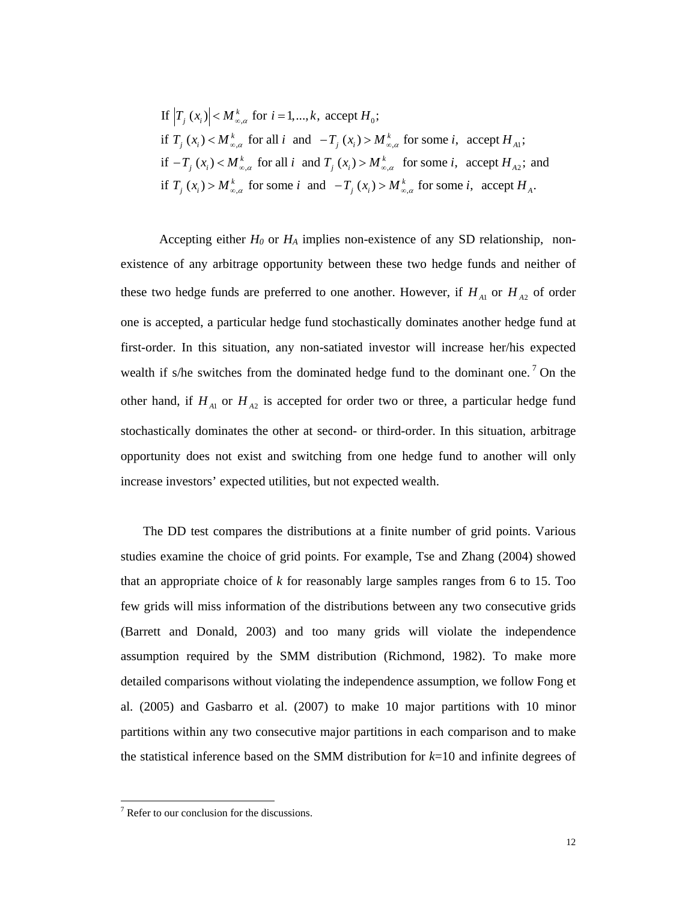If $\left|T_j(x_i)\right| < M^k_{\infty,\alpha}$ for $i = 1,...,k$, accept $H_0$;
if $T_j(x_i) < M^k_{\infty,\alpha}$ for all $i$ and $-T_j(x_i) > M^k_{\infty,\alpha}$ for some $i$, accept $H_{A1}$;
if $-T_j(x_i) < M^k_{\infty,\alpha}$ for all $i$ and $T_j(x_i) > M^k_{\infty,\alpha}$ for some $i$, accept $H_{A2}$; and
if $T_j(x_i) > M^k_{\infty,\alpha}$ for some $i$ and $-T_j(x_i) > M^k_{\infty,\alpha}$ for some $i$, accept $H_A$.

Accepting either $H_0$ or $H_A$ implies non-existence of any SD relationship, non-existence of any arbitrage opportunity between these two hedge funds and neither of these two hedge funds are preferred to one another. However, if $H_{A1}$ or $H_{A2}$ of order one is accepted, a particular hedge fund stochastically dominates another hedge fund at first-order. In this situation, any non-satiated investor will increase her/his expected wealth if s/he switches from the dominated hedge fund to the dominant one.[7] On the other hand, if $H_{A1}$ or $H_{A2}$ is accepted for order two or three, a particular hedge fund stochastically dominates the other at second- or third-order. In this situation, arbitrage opportunity does not exist and switching from one hedge fund to another will only increase investors' expected utilities, but not expected wealth.

The DD test compares the distributions at a finite number of grid points. Various studies examine the choice of grid points. For example, Tse and Zhang (2004) showed that an appropriate choice of $k$ for reasonably large samples ranges from 6 to 15. Too few grids will miss information of the distributions between any two consecutive grids (Barrett and Donald, 2003) and too many grids will violate the independence assumption required by the SMM distribution (Richmond, 1982). To make more detailed comparisons without violating the independence assumption, we follow Fong et al. (2005) and Gasbarro et al. (2007) to make 10 major partitions with 10 minor partitions within any two consecutive major partitions in each comparison and to make the statistical inference based on the SMM distribution for $k$=10 and infinite degrees of

[7] Refer to our conclusion for the discussions.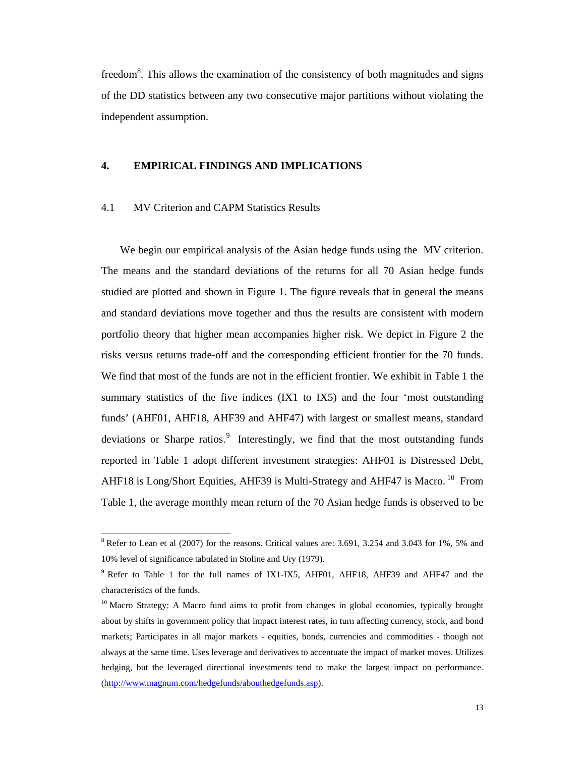freedom[8]. This allows the examination of the consistency of both magnitudes and signs of the DD statistics between any two consecutive major partitions without violating the independent assumption.

## 4. EMPIRICAL FINDINGS AND IMPLICATIONS

### 4.1 MV Criterion and CAPM Statistics Results

We begin our empirical analysis of the Asian hedge funds using the MV criterion. The means and the standard deviations of the returns for all 70 Asian hedge funds studied are plotted and shown in Figure 1. The figure reveals that in general the means and standard deviations move together and thus the results are consistent with modern portfolio theory that higher mean accompanies higher risk. We depict in Figure 2 the risks versus returns trade-off and the corresponding efficient frontier for the 70 funds. We find that most of the funds are not in the efficient frontier. We exhibit in Table 1 the summary statistics of the five indices (IX1 to IX5) and the four 'most outstanding funds' (AHF01, AHF18, AHF39 and AHF47) with largest or smallest means, standard deviations or Sharpe ratios.[9] Interestingly, we find that the most outstanding funds reported in Table 1 adopt different investment strategies: AHF01 is Distressed Debt, AHF18 is Long/Short Equities, AHF39 is Multi-Strategy and AHF47 is Macro.[10] From Table 1, the average monthly mean return of the 70 Asian hedge funds is observed to be

---

[8] Refer to Lean et al (2007) for the reasons. Critical values are: 3.691, 3.254 and 3.043 for 1%, 5% and 10% level of significance tabulated in Stoline and Ury (1979).

[9] Refer to Table 1 for the full names of IX1-IX5, AHF01, AHF18, AHF39 and AHF47 and the characteristics of the funds.

[10] Macro Strategy: A Macro fund aims to profit from changes in global economies, typically brought about by shifts in government policy that impact interest rates, in turn affecting currency, stock, and bond markets; Participates in all major markets - equities, bonds, currencies and commodities - though not always at the same time. Uses leverage and derivatives to accentuate the impact of market moves. Utilizes hedging, but the leveraged directional investments tend to make the largest impact on performance. (http://www.magnum.com/hedgefunds/abouthedgefunds.asp).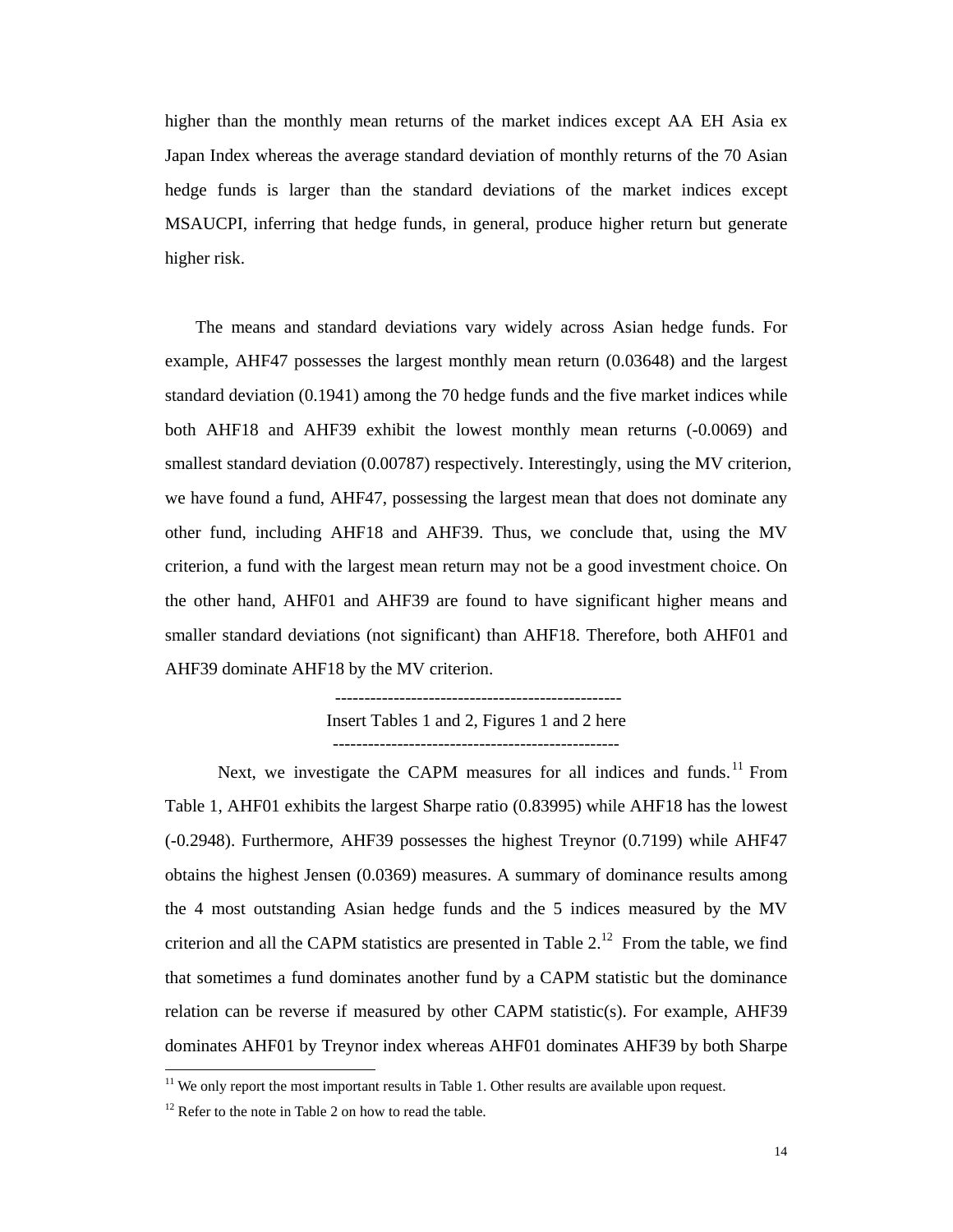higher than the monthly mean returns of the market indices except AA EH Asia ex Japan Index whereas the average standard deviation of monthly returns of the 70 Asian hedge funds is larger than the standard deviations of the market indices except MSAUCPI, inferring that hedge funds, in general, produce higher return but generate higher risk.

The means and standard deviations vary widely across Asian hedge funds. For example, AHF47 possesses the largest monthly mean return (0.03648) and the largest standard deviation (0.1941) among the 70 hedge funds and the five market indices while both AHF18 and AHF39 exhibit the lowest monthly mean returns (-0.0069) and smallest standard deviation (0.00787) respectively. Interestingly, using the MV criterion, we have found a fund, AHF47, possessing the largest mean that does not dominate any other fund, including AHF18 and AHF39. Thus, we conclude that, using the MV criterion, a fund with the largest mean return may not be a good investment choice. On the other hand, AHF01 and AHF39 are found to have significant higher means and smaller standard deviations (not significant) than AHF18. Therefore, both AHF01 and AHF39 dominate AHF18 by the MV criterion.

-------------------------------------------------

Insert Tables 1 and 2, Figures 1 and 2 here

-------------------------------------------------

Next, we investigate the CAPM measures for all indices and funds.[11] From Table 1, AHF01 exhibits the largest Sharpe ratio (0.83995) while AHF18 has the lowest (-0.2948). Furthermore, AHF39 possesses the highest Treynor (0.7199) while AHF47 obtains the highest Jensen (0.0369) measures. A summary of dominance results among the 4 most outstanding Asian hedge funds and the 5 indices measured by the MV criterion and all the CAPM statistics are presented in Table 2.[12] From the table, we find that sometimes a fund dominates another fund by a CAPM statistic but the dominance relation can be reverse if measured by other CAPM statistic(s). For example, AHF39 dominates AHF01 by Treynor index whereas AHF01 dominates AHF39 by both Sharpe

[11] We only report the most important results in Table 1. Other results are available upon request.

[12] Refer to the note in Table 2 on how to read the table.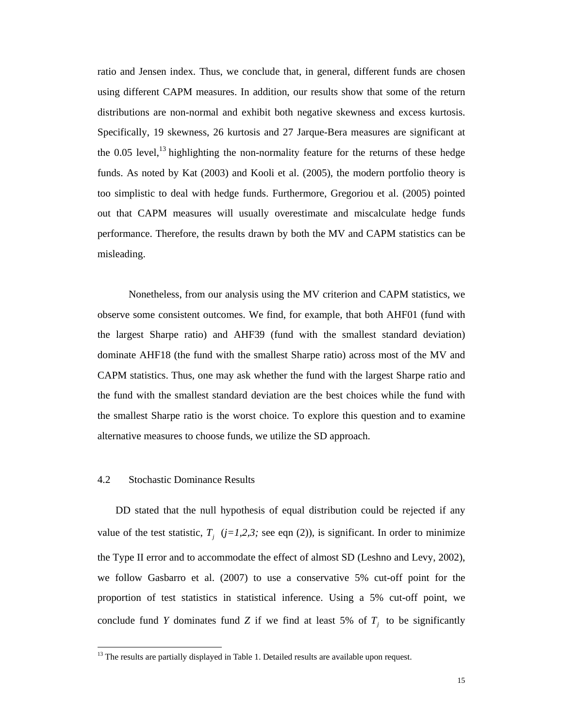ratio and Jensen index. Thus, we conclude that, in general, different funds are chosen using different CAPM measures. In addition, our results show that some of the return distributions are non-normal and exhibit both negative skewness and excess kurtosis. Specifically, 19 skewness, 26 kurtosis and 27 Jarque-Bera measures are significant at the 0.05 level,[13] highlighting the non-normality feature for the returns of these hedge funds. As noted by Kat (2003) and Kooli et al. (2005), the modern portfolio theory is too simplistic to deal with hedge funds. Furthermore, Gregoriou et al. (2005) pointed out that CAPM measures will usually overestimate and miscalculate hedge funds performance. Therefore, the results drawn by both the MV and CAPM statistics can be misleading.

Nonetheless, from our analysis using the MV criterion and CAPM statistics, we observe some consistent outcomes. We find, for example, that both AHF01 (fund with the largest Sharpe ratio) and AHF39 (fund with the smallest standard deviation) dominate AHF18 (the fund with the smallest Sharpe ratio) across most of the MV and CAPM statistics. Thus, one may ask whether the fund with the largest Sharpe ratio and the fund with the smallest standard deviation are the best choices while the fund with the smallest Sharpe ratio is the worst choice. To explore this question and to examine alternative measures to choose funds, we utilize the SD approach.

### 4.2 Stochastic Dominance Results

DD stated that the null hypothesis of equal distribution could be rejected if any value of the test statistic, $T_j$ ($j=1,2,3;$ see eqn (2)), is significant. In order to minimize the Type II error and to accommodate the effect of almost SD (Leshno and Levy, 2002), we follow Gasbarro et al. (2007) to use a conservative 5% cut-off point for the proportion of test statistics in statistical inference. Using a 5% cut-off point, we conclude fund *Y* dominates fund *Z* if we find at least 5% of $T_j$ to be significantly

[13] The results are partially displayed in Table 1. Detailed results are available upon request.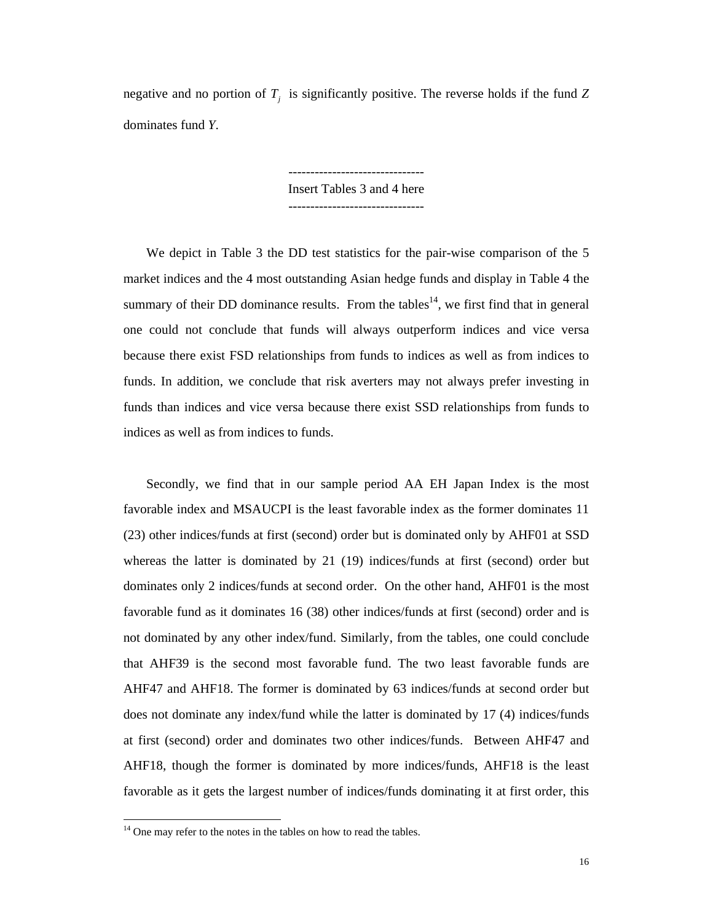negative and no portion of $T_j$ is significantly positive. The reverse holds if the fund *Z* dominates fund *Y*.

-------------------------------
Insert Tables 3 and 4 here
-------------------------------

We depict in Table 3 the DD test statistics for the pair-wise comparison of the 5 market indices and the 4 most outstanding Asian hedge funds and display in Table 4 the summary of their DD dominance results. From the tables[14], we first find that in general one could not conclude that funds will always outperform indices and vice versa because there exist FSD relationships from funds to indices as well as from indices to funds. In addition, we conclude that risk averters may not always prefer investing in funds than indices and vice versa because there exist SSD relationships from funds to indices as well as from indices to funds.

Secondly, we find that in our sample period AA EH Japan Index is the most favorable index and MSAUCPI is the least favorable index as the former dominates 11 (23) other indices/funds at first (second) order but is dominated only by AHF01 at SSD whereas the latter is dominated by 21 (19) indices/funds at first (second) order but dominates only 2 indices/funds at second order. On the other hand, AHF01 is the most favorable fund as it dominates 16 (38) other indices/funds at first (second) order and is not dominated by any other index/fund. Similarly, from the tables, one could conclude that AHF39 is the second most favorable fund. The two least favorable funds are AHF47 and AHF18. The former is dominated by 63 indices/funds at second order but does not dominate any index/fund while the latter is dominated by 17 (4) indices/funds at first (second) order and dominates two other indices/funds. Between AHF47 and AHF18, though the former is dominated by more indices/funds, AHF18 is the least favorable as it gets the largest number of indices/funds dominating it at first order, this

[14] One may refer to the notes in the tables on how to read the tables.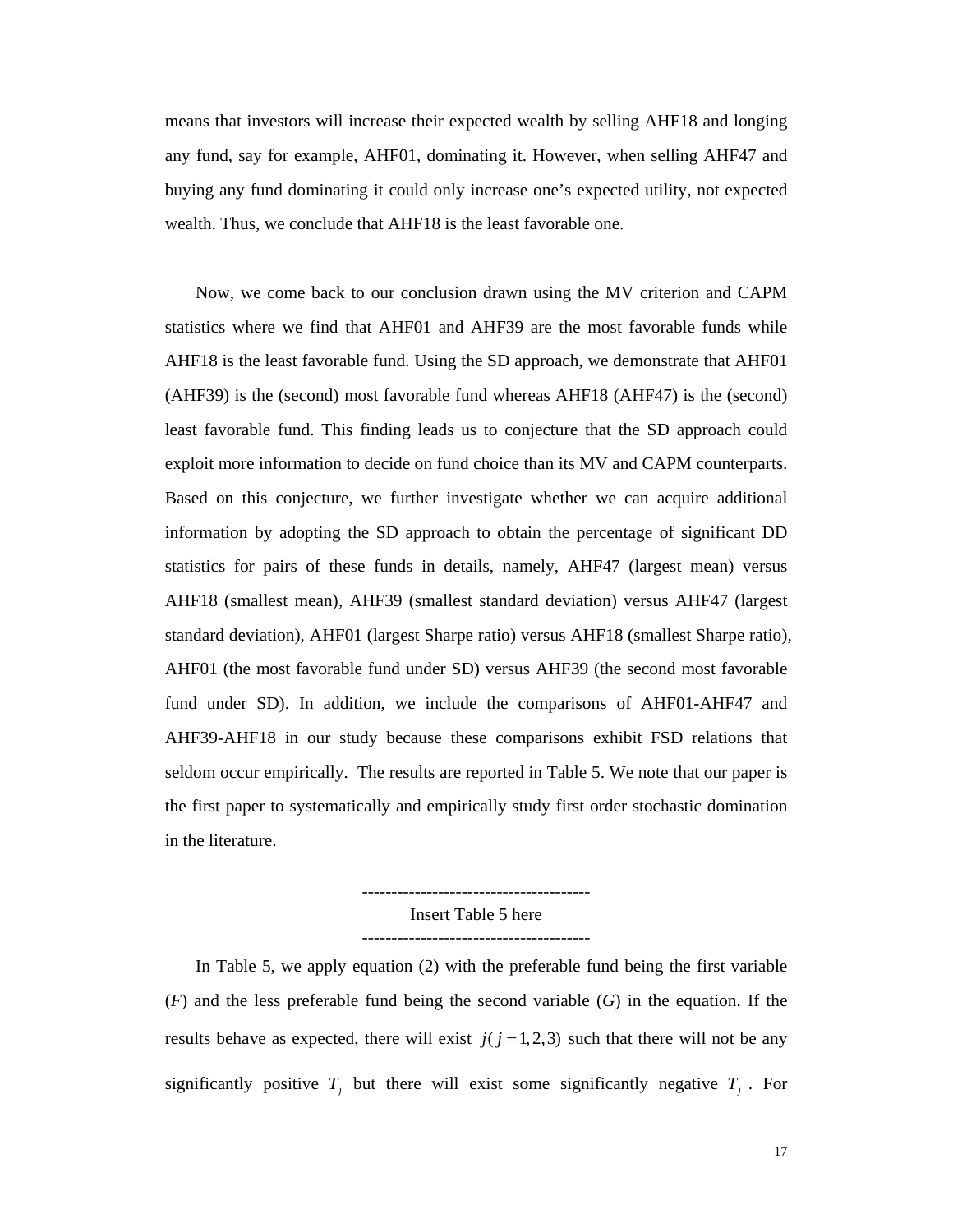means that investors will increase their expected wealth by selling AHF18 and longing any fund, say for example, AHF01, dominating it. However, when selling AHF47 and buying any fund dominating it could only increase one's expected utility, not expected wealth. Thus, we conclude that AHF18 is the least favorable one.

Now, we come back to our conclusion drawn using the MV criterion and CAPM statistics where we find that AHF01 and AHF39 are the most favorable funds while AHF18 is the least favorable fund. Using the SD approach, we demonstrate that AHF01 (AHF39) is the (second) most favorable fund whereas AHF18 (AHF47) is the (second) least favorable fund. This finding leads us to conjecture that the SD approach could exploit more information to decide on fund choice than its MV and CAPM counterparts. Based on this conjecture, we further investigate whether we can acquire additional information by adopting the SD approach to obtain the percentage of significant DD statistics for pairs of these funds in details, namely, AHF47 (largest mean) versus AHF18 (smallest mean), AHF39 (smallest standard deviation) versus AHF47 (largest standard deviation), AHF01 (largest Sharpe ratio) versus AHF18 (smallest Sharpe ratio), AHF01 (the most favorable fund under SD) versus AHF39 (the second most favorable fund under SD). In addition, we include the comparisons of AHF01-AHF47 and AHF39-AHF18 in our study because these comparisons exhibit FSD relations that seldom occur empirically. The results are reported in Table 5. We note that our paper is the first paper to systematically and empirically study first order stochastic domination in the literature.

---------------------------------------

Insert Table 5 here

---------------------------------------

In Table 5, we apply equation (2) with the preferable fund being the first variable (*F*) and the less preferable fund being the second variable (*G*) in the equation. If the results behave as expected, there will exist $j \, (j = 1, 2, 3)$ such that there will not be any significantly positive $T_j$ but there will exist some significantly negative $T_j$. For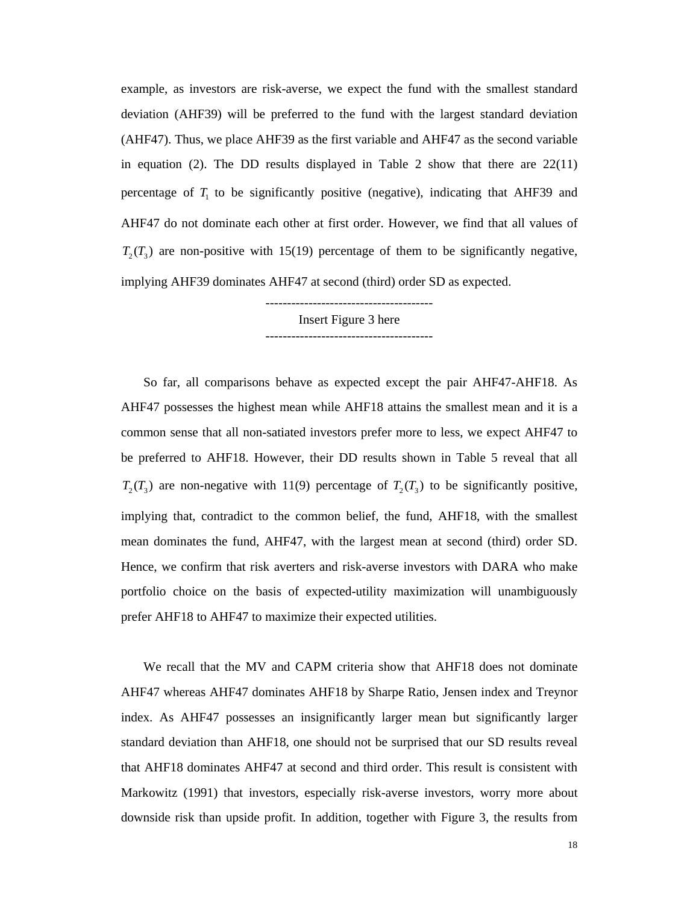example, as investors are risk-averse, we expect the fund with the smallest standard deviation (AHF39) will be preferred to the fund with the largest standard deviation (AHF47). Thus, we place AHF39 as the first variable and AHF47 as the second variable in equation (2). The DD results displayed in Table 2 show that there are 22(11) percentage of $T_1$ to be significantly positive (negative), indicating that AHF39 and AHF47 do not dominate each other at first order. However, we find that all values of $T_2(T_3)$ are non-positive with 15(19) percentage of them to be significantly negative, implying AHF39 dominates AHF47 at second (third) order SD as expected.

---------------------------------------
Insert Figure 3 here
---------------------------------------

So far, all comparisons behave as expected except the pair AHF47-AHF18. As AHF47 possesses the highest mean while AHF18 attains the smallest mean and it is a common sense that all non-satiated investors prefer more to less, we expect AHF47 to be preferred to AHF18. However, their DD results shown in Table 5 reveal that all $T_2(T_3)$ are non-negative with 11(9) percentage of $T_2(T_3)$ to be significantly positive, implying that, contradict to the common belief, the fund, AHF18, with the smallest mean dominates the fund, AHF47, with the largest mean at second (third) order SD. Hence, we confirm that risk averters and risk-averse investors with DARA who make portfolio choice on the basis of expected-utility maximization will unambiguously prefer AHF18 to AHF47 to maximize their expected utilities.

We recall that the MV and CAPM criteria show that AHF18 does not dominate AHF47 whereas AHF47 dominates AHF18 by Sharpe Ratio, Jensen index and Treynor index. As AHF47 possesses an insignificantly larger mean but significantly larger standard deviation than AHF18, one should not be surprised that our SD results reveal that AHF18 dominates AHF47 at second and third order. This result is consistent with Markowitz (1991) that investors, especially risk-averse investors, worry more about downside risk than upside profit. In addition, together with Figure 3, the results from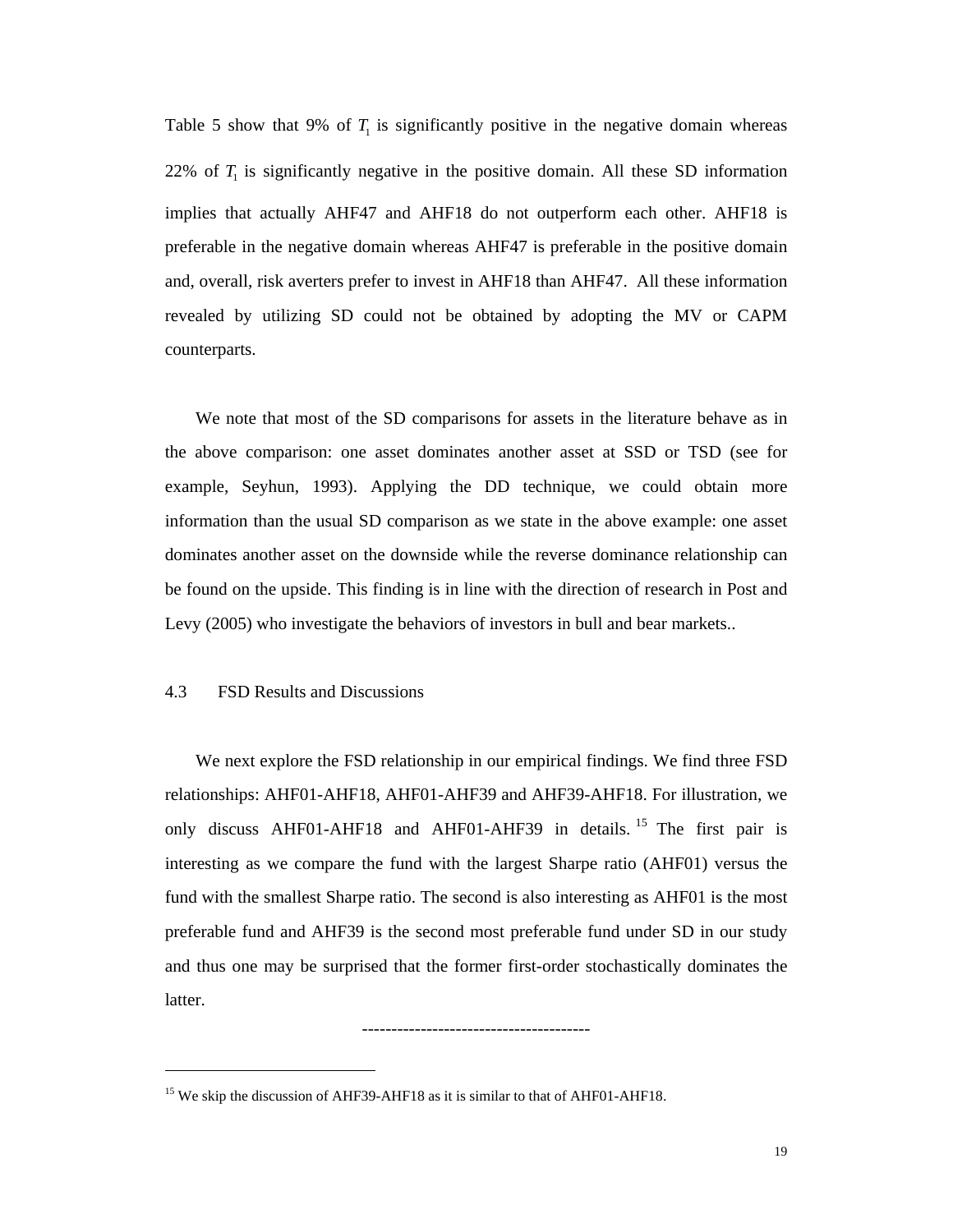Table 5 show that 9% of $T_1$ is significantly positive in the negative domain whereas 22% of $T_1$ is significantly negative in the positive domain. All these SD information implies that actually AHF47 and AHF18 do not outperform each other. AHF18 is preferable in the negative domain whereas AHF47 is preferable in the positive domain and, overall, risk averters prefer to invest in AHF18 than AHF47. All these information revealed by utilizing SD could not be obtained by adopting the MV or CAPM counterparts.

We note that most of the SD comparisons for assets in the literature behave as in the above comparison: one asset dominates another asset at SSD or TSD (see for example, Seyhun, 1993). Applying the DD technique, we could obtain more information than the usual SD comparison as we state in the above example: one asset dominates another asset on the downside while the reverse dominance relationship can be found on the upside. This finding is in line with the direction of research in Post and Levy (2005) who investigate the behaviors of investors in bull and bear markets..

### 4.3 FSD Results and Discussions

We next explore the FSD relationship in our empirical findings. We find three FSD relationships: AHF01-AHF18, AHF01-AHF39 and AHF39-AHF18. For illustration, we only discuss AHF01-AHF18 and AHF01-AHF39 in details. [15] The first pair is interesting as we compare the fund with the largest Sharpe ratio (AHF01) versus the fund with the smallest Sharpe ratio. The second is also interesting as AHF01 is the most preferable fund and AHF39 is the second most preferable fund under SD in our study and thus one may be surprised that the former first-order stochastically dominates the latter.

---------------------------------------

[15] We skip the discussion of AHF39-AHF18 as it is similar to that of AHF01-AHF18.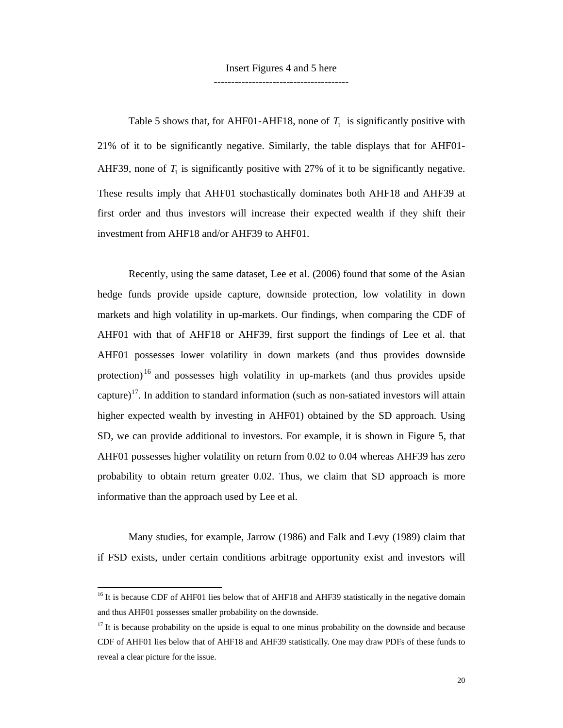Insert Figures 4 and 5 here

---------------------------------------

Table 5 shows that, for AHF01-AHF18, none of $T_1$ is significantly positive with 21% of it to be significantly negative. Similarly, the table displays that for AHF01-AHF39, none of $T_1$ is significantly positive with 27% of it to be significantly negative. These results imply that AHF01 stochastically dominates both AHF18 and AHF39 at first order and thus investors will increase their expected wealth if they shift their investment from AHF18 and/or AHF39 to AHF01.

Recently, using the same dataset, Lee et al. (2006) found that some of the Asian hedge funds provide upside capture, downside protection, low volatility in down markets and high volatility in up-markets. Our findings, when comparing the CDF of AHF01 with that of AHF18 or AHF39, first support the findings of Lee et al. that AHF01 possesses lower volatility in down markets (and thus provides downside protection)[16] and possesses high volatility in up-markets (and thus provides upside capture)[17]. In addition to standard information (such as non-satiated investors will attain higher expected wealth by investing in AHF01) obtained by the SD approach. Using SD, we can provide additional to investors. For example, it is shown in Figure 5, that AHF01 possesses higher volatility on return from 0.02 to 0.04 whereas AHF39 has zero probability to obtain return greater 0.02. Thus, we claim that SD approach is more informative than the approach used by Lee et al.

Many studies, for example, Jarrow (1986) and Falk and Levy (1989) claim that if FSD exists, under certain conditions arbitrage opportunity exist and investors will

---

[16] It is because CDF of AHF01 lies below that of AHF18 and AHF39 statistically in the negative domain and thus AHF01 possesses smaller probability on the downside.

[17] It is because probability on the upside is equal to one minus probability on the downside and because CDF of AHF01 lies below that of AHF18 and AHF39 statistically. One may draw PDFs of these funds to reveal a clear picture for the issue.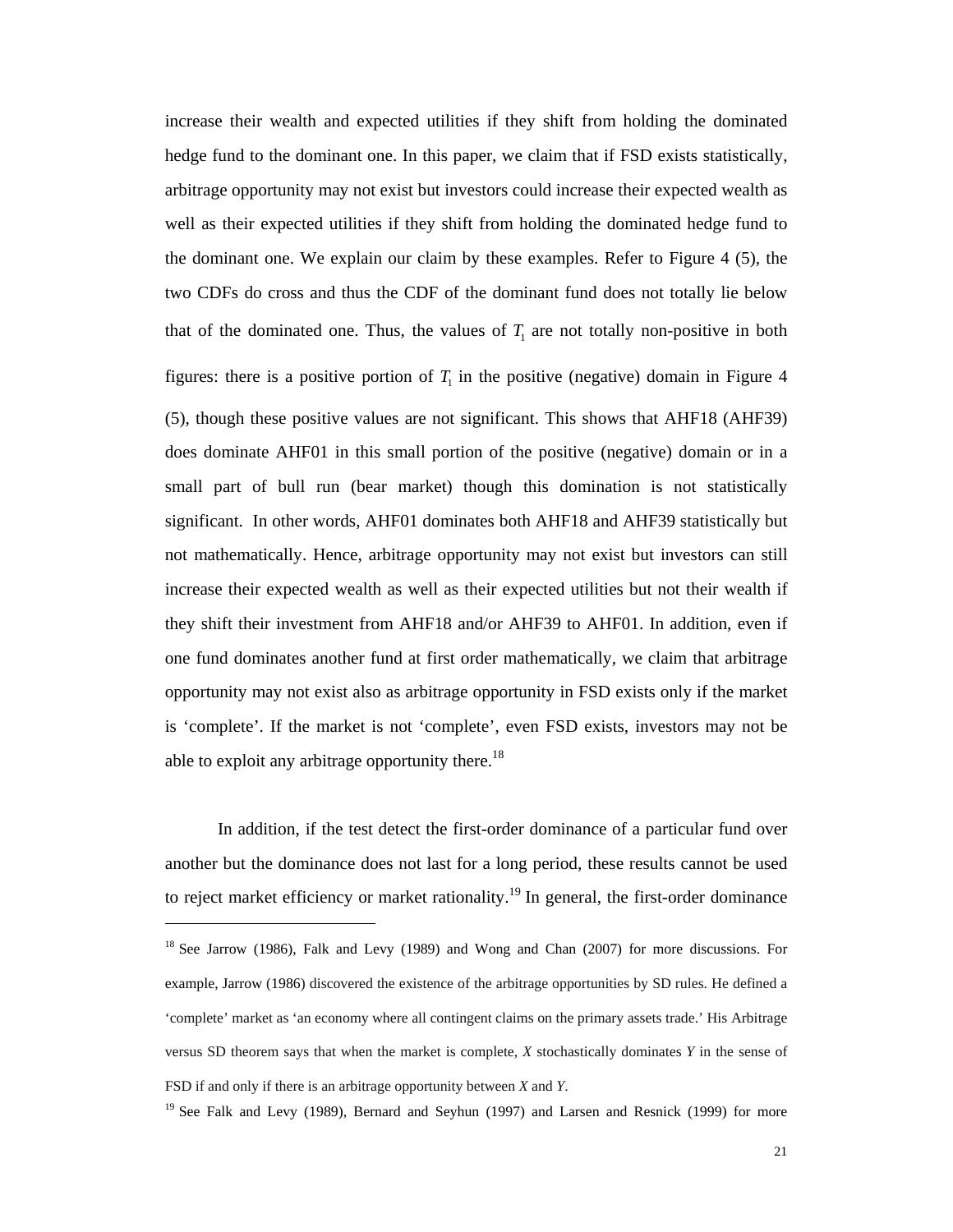increase their wealth and expected utilities if they shift from holding the dominated hedge fund to the dominant one. In this paper, we claim that if FSD exists statistically, arbitrage opportunity may not exist but investors could increase their expected wealth as well as their expected utilities if they shift from holding the dominated hedge fund to the dominant one. We explain our claim by these examples. Refer to Figure 4 (5), the two CDFs do cross and thus the CDF of the dominant fund does not totally lie below that of the dominated one. Thus, the values of $T_1$ are not totally non-positive in both figures: there is a positive portion of $T_1$ in the positive (negative) domain in Figure 4 (5), though these positive values are not significant. This shows that AHF18 (AHF39) does dominate AHF01 in this small portion of the positive (negative) domain or in a small part of bull run (bear market) though this domination is not statistically significant. In other words, AHF01 dominates both AHF18 and AHF39 statistically but not mathematically. Hence, arbitrage opportunity may not exist but investors can still increase their expected wealth as well as their expected utilities but not their wealth if they shift their investment from AHF18 and/or AHF39 to AHF01. In addition, even if one fund dominates another fund at first order mathematically, we claim that arbitrage opportunity may not exist also as arbitrage opportunity in FSD exists only if the market is 'complete'. If the market is not 'complete', even FSD exists, investors may not be able to exploit any arbitrage opportunity there.[18]

In addition, if the test detect the first-order dominance of a particular fund over another but the dominance does not last for a long period, these results cannot be used to reject market efficiency or market rationality.[19] In general, the first-order dominance

---

[18] See Jarrow (1986), Falk and Levy (1989) and Wong and Chan (2007) for more discussions. For example, Jarrow (1986) discovered the existence of the arbitrage opportunities by SD rules. He defined a 'complete' market as 'an economy where all contingent claims on the primary assets trade.' His Arbitrage versus SD theorem says that when the market is complete, $X$ stochastically dominates $Y$ in the sense of FSD if and only if there is an arbitrage opportunity between $X$ and $Y$.

[19] See Falk and Levy (1989), Bernard and Seyhun (1997) and Larsen and Resnick (1999) for more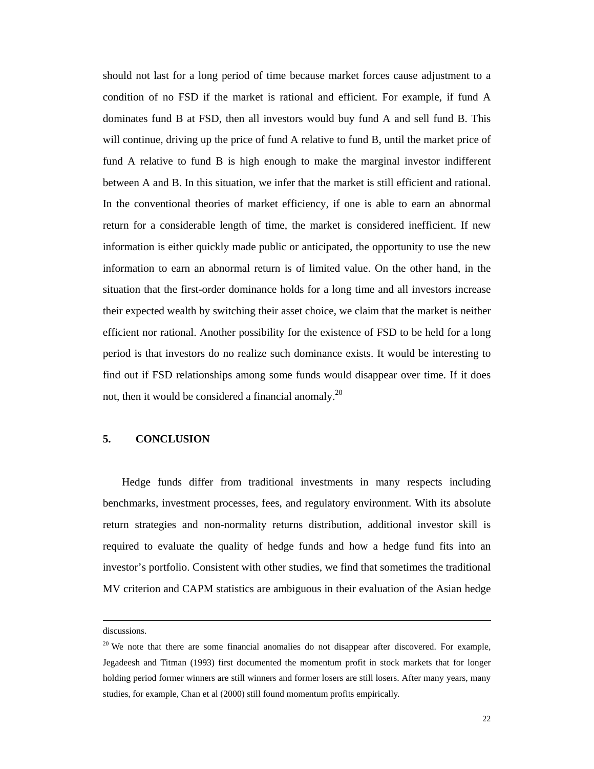should not last for a long period of time because market forces cause adjustment to a condition of no FSD if the market is rational and efficient. For example, if fund A dominates fund B at FSD, then all investors would buy fund A and sell fund B. This will continue, driving up the price of fund A relative to fund B, until the market price of fund A relative to fund B is high enough to make the marginal investor indifferent between A and B. In this situation, we infer that the market is still efficient and rational. In the conventional theories of market efficiency, if one is able to earn an abnormal return for a considerable length of time, the market is considered inefficient. If new information is either quickly made public or anticipated, the opportunity to use the new information to earn an abnormal return is of limited value. On the other hand, in the situation that the first-order dominance holds for a long time and all investors increase their expected wealth by switching their asset choice, we claim that the market is neither efficient nor rational. Another possibility for the existence of FSD to be held for a long period is that investors do no realize such dominance exists. It would be interesting to find out if FSD relationships among some funds would disappear over time. If it does not, then it would be considered a financial anomaly.[20]

## 5. CONCLUSION

Hedge funds differ from traditional investments in many respects including benchmarks, investment processes, fees, and regulatory environment. With its absolute return strategies and non-normality returns distribution, additional investor skill is required to evaluate the quality of hedge funds and how a hedge fund fits into an investor's portfolio. Consistent with other studies, we find that sometimes the traditional MV criterion and CAPM statistics are ambiguous in their evaluation of the Asian hedge

---

discussions.

[20] We note that there are some financial anomalies do not disappear after discovered. For example, Jegadeesh and Titman (1993) first documented the momentum profit in stock markets that for longer holding period former winners are still winners and former losers are still losers. After many years, many studies, for example, Chan et al (2000) still found momentum profits empirically.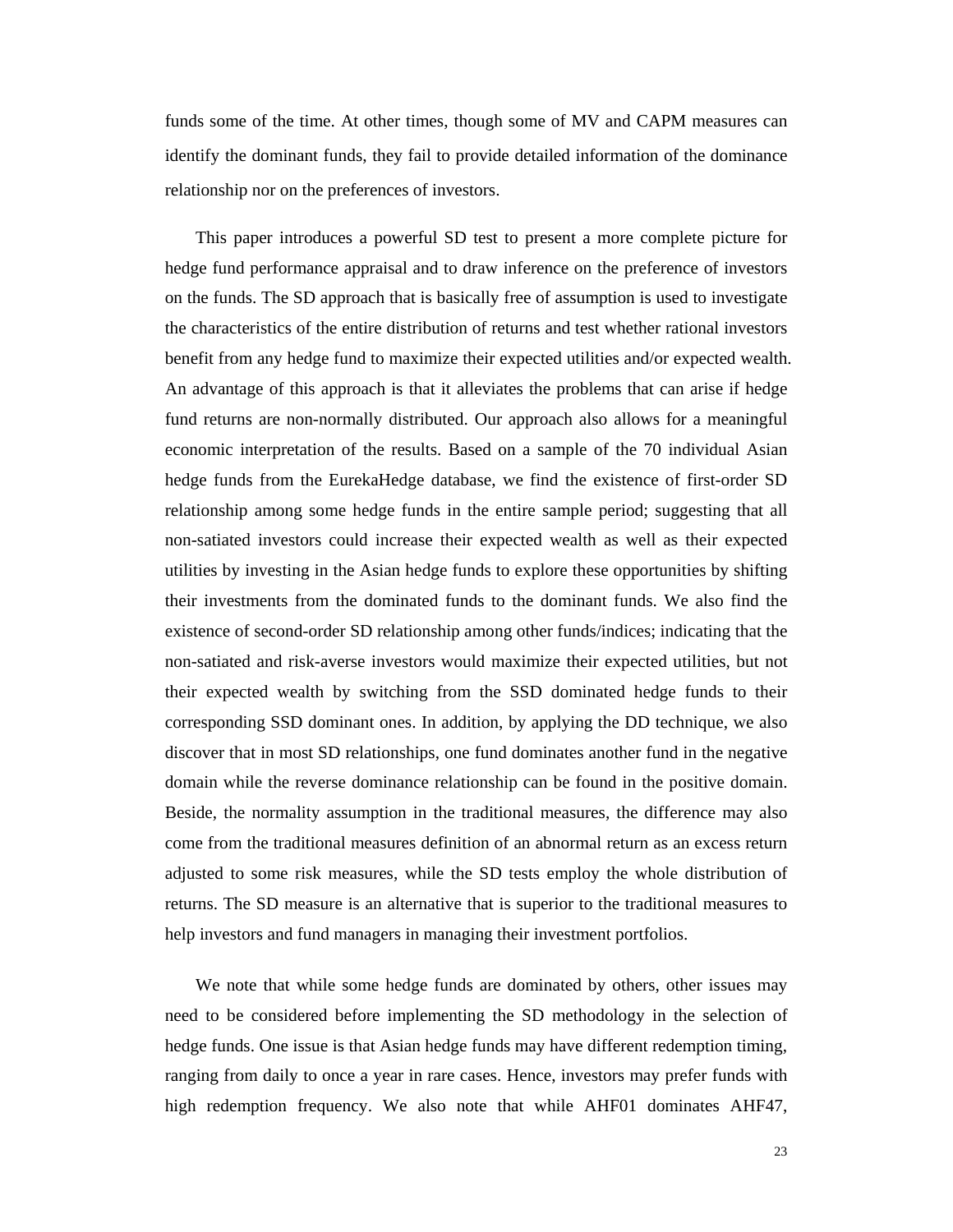funds some of the time. At other times, though some of MV and CAPM measures can identify the dominant funds, they fail to provide detailed information of the dominance relationship nor on the preferences of investors.

This paper introduces a powerful SD test to present a more complete picture for hedge fund performance appraisal and to draw inference on the preference of investors on the funds. The SD approach that is basically free of assumption is used to investigate the characteristics of the entire distribution of returns and test whether rational investors benefit from any hedge fund to maximize their expected utilities and/or expected wealth. An advantage of this approach is that it alleviates the problems that can arise if hedge fund returns are non-normally distributed. Our approach also allows for a meaningful economic interpretation of the results. Based on a sample of the 70 individual Asian hedge funds from the EurekaHedge database, we find the existence of first-order SD relationship among some hedge funds in the entire sample period; suggesting that all non-satiated investors could increase their expected wealth as well as their expected utilities by investing in the Asian hedge funds to explore these opportunities by shifting their investments from the dominated funds to the dominant funds. We also find the existence of second-order SD relationship among other funds/indices; indicating that the non-satiated and risk-averse investors would maximize their expected utilities, but not their expected wealth by switching from the SSD dominated hedge funds to their corresponding SSD dominant ones. In addition, by applying the DD technique, we also discover that in most SD relationships, one fund dominates another fund in the negative domain while the reverse dominance relationship can be found in the positive domain. Beside, the normality assumption in the traditional measures, the difference may also come from the traditional measures definition of an abnormal return as an excess return adjusted to some risk measures, while the SD tests employ the whole distribution of returns. The SD measure is an alternative that is superior to the traditional measures to help investors and fund managers in managing their investment portfolios.

We note that while some hedge funds are dominated by others, other issues may need to be considered before implementing the SD methodology in the selection of hedge funds. One issue is that Asian hedge funds may have different redemption timing, ranging from daily to once a year in rare cases. Hence, investors may prefer funds with high redemption frequency. We also note that while AHF01 dominates AHF47,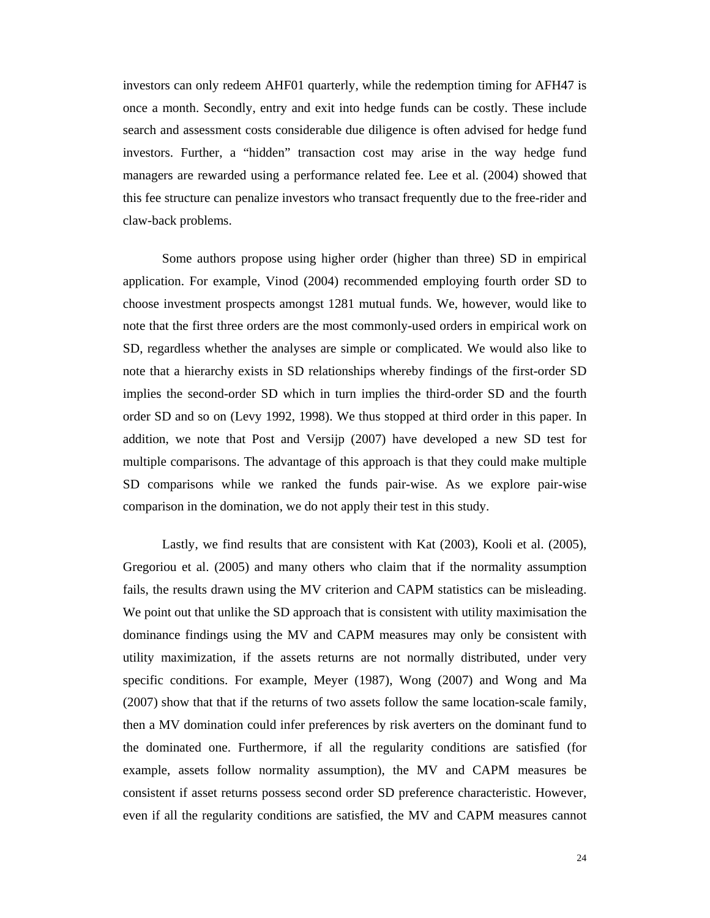investors can only redeem AHF01 quarterly, while the redemption timing for AFH47 is once a month. Secondly, entry and exit into hedge funds can be costly. These include search and assessment costs considerable due diligence is often advised for hedge fund investors. Further, a "hidden" transaction cost may arise in the way hedge fund managers are rewarded using a performance related fee. Lee et al. (2004) showed that this fee structure can penalize investors who transact frequently due to the free-rider and claw-back problems.

Some authors propose using higher order (higher than three) SD in empirical application. For example, Vinod (2004) recommended employing fourth order SD to choose investment prospects amongst 1281 mutual funds. We, however, would like to note that the first three orders are the most commonly-used orders in empirical work on SD, regardless whether the analyses are simple or complicated. We would also like to note that a hierarchy exists in SD relationships whereby findings of the first-order SD implies the second-order SD which in turn implies the third-order SD and the fourth order SD and so on (Levy 1992, 1998). We thus stopped at third order in this paper. In addition, we note that Post and Versijp (2007) have developed a new SD test for multiple comparisons. The advantage of this approach is that they could make multiple SD comparisons while we ranked the funds pair-wise. As we explore pair-wise comparison in the domination, we do not apply their test in this study.

Lastly, we find results that are consistent with Kat (2003), Kooli et al. (2005), Gregoriou et al. (2005) and many others who claim that if the normality assumption fails, the results drawn using the MV criterion and CAPM statistics can be misleading. We point out that unlike the SD approach that is consistent with utility maximisation the dominance findings using the MV and CAPM measures may only be consistent with utility maximization, if the assets returns are not normally distributed, under very specific conditions. For example, Meyer (1987), Wong (2007) and Wong and Ma (2007) show that that if the returns of two assets follow the same location-scale family, then a MV domination could infer preferences by risk averters on the dominant fund to the dominated one. Furthermore, if all the regularity conditions are satisfied (for example, assets follow normality assumption), the MV and CAPM measures be consistent if asset returns possess second order SD preference characteristic. However, even if all the regularity conditions are satisfied, the MV and CAPM measures cannot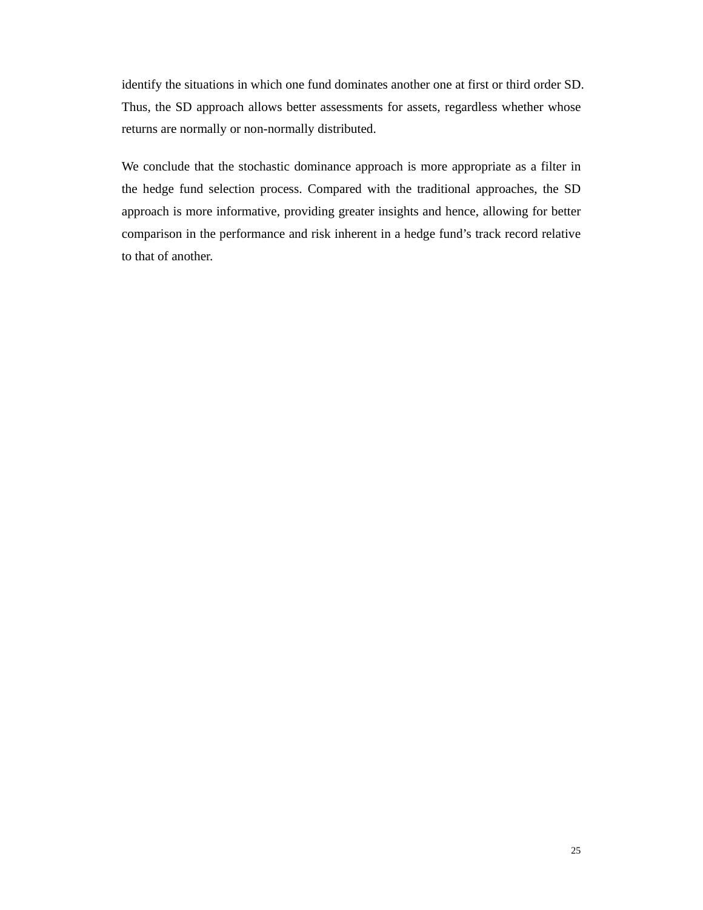identify the situations in which one fund dominates another one at first or third order SD. Thus, the SD approach allows better assessments for assets, regardless whether whose returns are normally or non-normally distributed.

We conclude that the stochastic dominance approach is more appropriate as a filter in the hedge fund selection process. Compared with the traditional approaches, the SD approach is more informative, providing greater insights and hence, allowing for better comparison in the performance and risk inherent in a hedge fund's track record relative to that of another.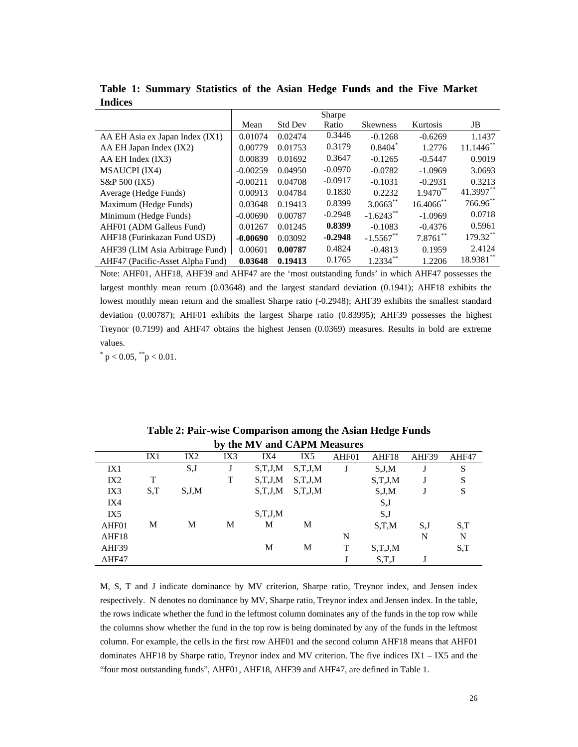**Table 1: Summary Statistics of the Asian Hedge Funds and the Five Market Indices**

| | Mean | Std Dev | Sharpe Ratio | Skewness | Kurtosis | JB |
|---|---|---|---|---|---|---|
| AA EH Asia ex Japan Index (IX1) | 0.01074 | 0.02474 | 0.3446 | -0.1268 | -0.6269 | 1.1437 |
| AA EH Japan Index (IX2) | 0.00779 | 0.01753 | 0.3179 | $0.8404^{*}$ | 1.2776 | $11.1446^{**}$ |
| AA EH Index (IX3) | 0.00839 | 0.01692 | 0.3647 | -0.1265 | -0.5447 | 0.9019 |
| MSAUCPI (IX4) | -0.00259 | 0.04950 | -0.0970 | -0.0782 | -1.0969 | 3.0693 |
| S&P 500 (IX5) | -0.00211 | 0.04708 | -0.0917 | -0.1031 | -0.2931 | 0.3213 |
| Average (Hedge Funds) | 0.00913 | 0.04784 | 0.1830 | 0.2232 | $1.9470^{**}$ | $41.3997^{**}$ |
| Maximum (Hedge Funds) | 0.03648 | 0.19413 | 0.8399 | $3.0663^{**}$ | $16.4066^{**}$ | $766.96^{**}$ |
| Minimum (Hedge Funds) | -0.00690 | 0.00787 | -0.2948 | $-1.6243^{**}$ | -1.0969 | 0.0718 |
| AHF01 (ADM Galleus Fund) | 0.01267 | 0.01245 | **0.8399** | -0.1083 | -0.4376 | 0.5961 |
| AHF18 (Furinkazan Fund USD) | **-0.00690** | 0.03092 | **-0.2948** | $-1.5567^{**}$ | $7.8761^{**}$ | $179.32^{**}$ |
| AHF39 (LIM Asia Arbitrage Fund) | 0.00601 | **0.00787** | 0.4824 | -0.4813 | 0.1959 | 2.4124 |
| AHF47 (Pacific-Asset Alpha Fund) | **0.03648** | **0.19413** | 0.1765 | $1.2334^{**}$ | 1.2206 | $18.9381^{**}$ |

Note: AHF01, AHF18, AHF39 and AHF47 are the 'most outstanding funds' in which AHF47 possesses the largest monthly mean return (0.03648) and the largest standard deviation (0.1941); AHF18 exhibits the lowest monthly mean return and the smallest Sharpe ratio (-0.2948); AHF39 exhibits the smallest standard deviation (0.00787); AHF01 exhibits the largest Sharpe ratio (0.83995); AHF39 possesses the highest Treynor (0.7199) and AHF47 obtains the highest Jensen (0.0369) measures. Results in bold are extreme values.

$^{*}$ $p < 0.05$, $^{**}$ $p < 0.01$.

**Table 2: Pair-wise Comparison among the Asian Hedge Funds by the MV and CAPM Measures**

| | IX1 | IX2 | IX3 | IX4 | IX5 | AHF01 | AHF18 | AHF39 | AHF47 |
|---|---|---|---|---|---|---|---|---|---|
| IX1 | | S,J | J | S,T,J,M | S,T,J,M | J | S,J,M | J | S |
| IX2 | T | | T | S,T,J,M | S,T,J,M | | S,T,J,M | J | S |
| IX3 | S,T | S,J,M | | S,T,J,M | S,T,J,M | | S,J,M | J | S |
| IX4 | | | | | | | S,J | | |
| IX5 | | | | S,T,J,M | | | S,J | | |
| AHF01 | M | M | M | M | M | | S,T,M | S,J | S,T |
| AHF18 | | | | | | N | | N | N |
| AHF39 | | | | M | M | T | S,T,J,M | | S,T |
| AHF47 | | | | | | J | S,T,J | J | |

M, S, T and J indicate dominance by MV criterion, Sharpe ratio, Treynor index, and Jensen index respectively. N denotes no dominance by MV, Sharpe ratio, Treynor index and Jensen index. In the table, the rows indicate whether the fund in the leftmost column dominates any of the funds in the top row while the columns show whether the fund in the top row is being dominated by any of the funds in the leftmost column. For example, the cells in the first row AHF01 and the second column AHF18 means that AHF01 dominates AHF18 by Sharpe ratio, Treynor index and MV criterion. The five indices IX1 – IX5 and the "four most outstanding funds", AHF01, AHF18, AHF39 and AHF47, are defined in Table 1.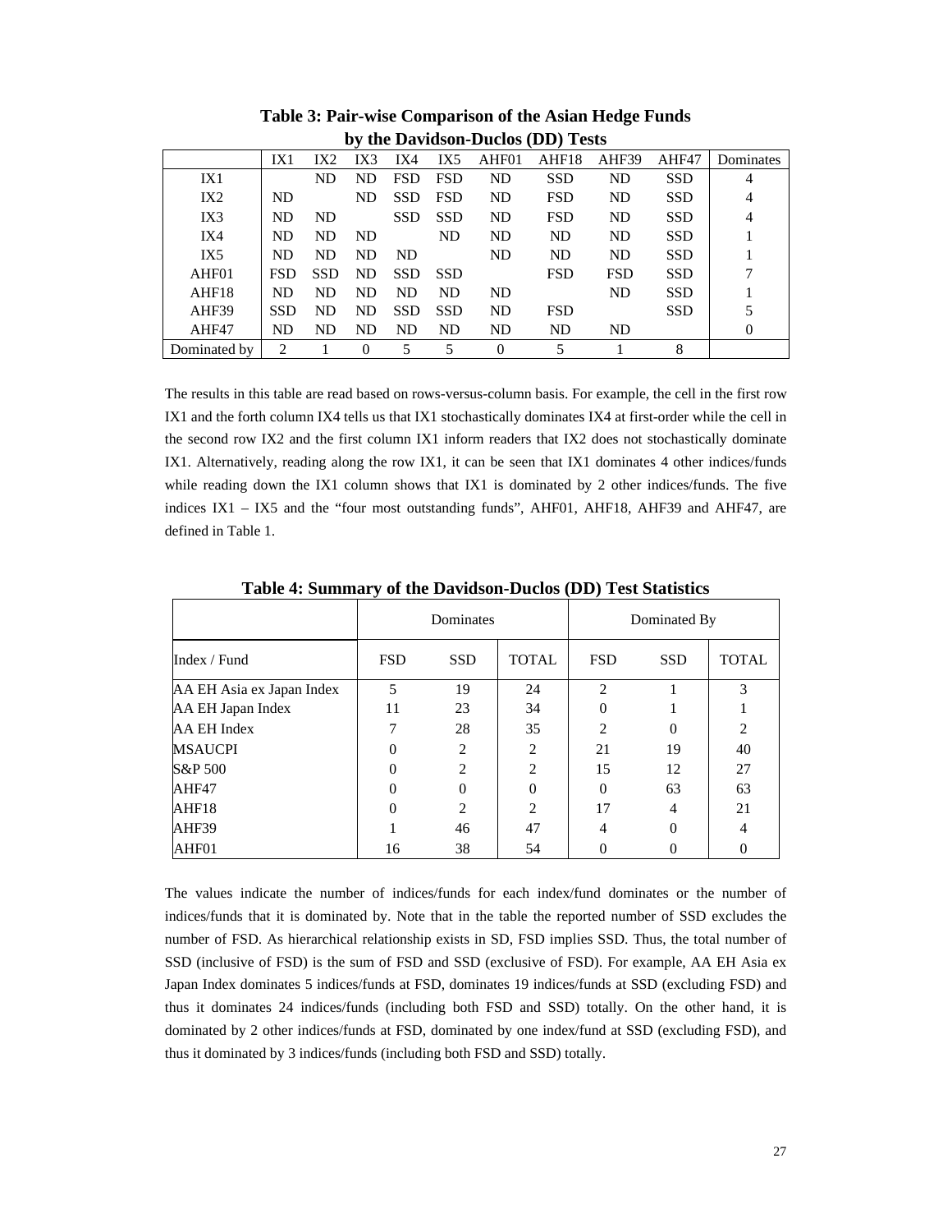**Table 3: Pair-wise Comparison of the Asian Hedge Funds by the Davidson-Duclos (DD) Tests**

| | IX1 | IX2 | IX3 | IX4 | IX5 | AHF01 | AHF18 | AHF39 | AHF47 | Dominates |
|---|---|---|---|---|---|---|---|---|---|---|
| IX1 | | ND | ND | FSD | FSD | ND | SSD | ND | SSD | 4 |
| IX2 | ND | | ND | SSD | FSD | ND | FSD | ND | SSD | 4 |
| IX3 | ND | ND | | SSD | SSD | ND | FSD | ND | SSD | 4 |
| IX4 | ND | ND | ND | | ND | ND | ND | ND | SSD | 1 |
| IX5 | ND | ND | ND | ND | | ND | ND | ND | SSD | 1 |
| AHF01 | FSD | SSD | ND | SSD | SSD | | FSD | FSD | SSD | 7 |
| AHF18 | ND | ND | ND | ND | ND | ND | | ND | SSD | 1 |
| AHF39 | SSD | ND | ND | SSD | SSD | ND | FSD | | SSD | 5 |
| AHF47 | ND | ND | ND | ND | ND | ND | ND | ND | | 0 |
| Dominated by | 2 | 1 | 0 | 5 | 5 | 0 | 5 | 1 | 8 | |

The results in this table are read based on rows-versus-column basis. For example, the cell in the first row IX1 and the forth column IX4 tells us that IX1 stochastically dominates IX4 at first-order while the cell in the second row IX2 and the first column IX1 inform readers that IX2 does not stochastically dominate IX1. Alternatively, reading along the row IX1, it can be seen that IX1 dominates 4 other indices/funds while reading down the IX1 column shows that IX1 is dominated by 2 other indices/funds. The five indices IX1 – IX5 and the "four most outstanding funds", AHF01, AHF18, AHF39 and AHF47, are defined in Table 1.

**Table 4: Summary of the Davidson-Duclos (DD) Test Statistics**

| | Dominates | | | Dominated By | | |
|---|---|---|---|---|---|---|
| Index / Fund | FSD | SSD | TOTAL | FSD | SSD | TOTAL |
| AA EH Asia ex Japan Index | 5 | 19 | 24 | 2 | 1 | 3 |
| AA EH Japan Index | 11 | 23 | 34 | 0 | 1 | 1 |
| AA EH Index | 7 | 28 | 35 | 2 | 0 | 2 |
| MSAUCPI | 0 | 2 | 2 | 21 | 19 | 40 |
| S&P 500 | 0 | 2 | 2 | 15 | 12 | 27 |
| AHF47 | 0 | 0 | 0 | 0 | 63 | 63 |
| AHF18 | 0 | 2 | 2 | 17 | 4 | 21 |
| AHF39 | 1 | 46 | 47 | 4 | 0 | 4 |
| AHF01 | 16 | 38 | 54 | 0 | 0 | 0 |

The values indicate the number of indices/funds for each index/fund dominates or the number of indices/funds that it is dominated by. Note that in the table the reported number of SSD excludes the number of FSD. As hierarchical relationship exists in SD, FSD implies SSD. Thus, the total number of SSD (inclusive of FSD) is the sum of FSD and SSD (exclusive of FSD). For example, AA EH Asia ex Japan Index dominates 5 indices/funds at FSD, dominates 19 indices/funds at SSD (excluding FSD) and thus it dominates 24 indices/funds (including both FSD and SSD) totally. On the other hand, it is dominated by 2 other indices/funds at FSD, dominated by one index/fund at SSD (excluding FSD), and thus it dominated by 3 indices/funds (including both FSD and SSD) totally.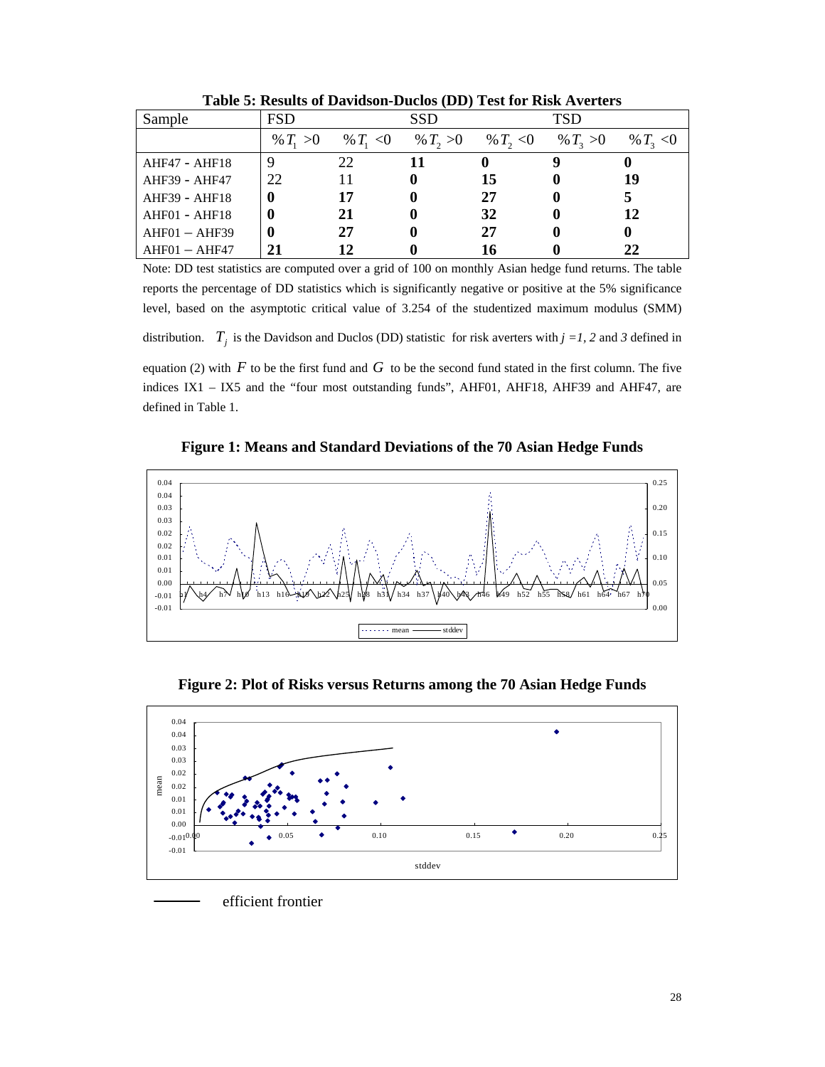**Table 5: Results of Davidson-Duclos (DD) Test for Risk Averters**

| Sample | FSD | | SSD | | TSD | |
|---|---|---|---|---|---|---|
| | $\%T_1>0$ | $\%T_1<0$ | $\%T_2>0$ | $\%T_2<0$ | $\%T_3>0$ | $\%T_3<0$ |
| AHF47 - AHF18 | 9 | 22 | **11** | **0** | **9** | **0** |
| AHF39 - AHF47 | 22 | 11 | **0** | **15** | **0** | **19** |
| AHF39 - AHF18 | **0** | **17** | **0** | **27** | **0** | **5** |
| AHF01 - AHF18 | **0** | **21** | **0** | **32** | **0** | **12** |
| AHF01 – AHF39 | **0** | **27** | **0** | **27** | **0** | **0** |
| AHF01 – AHF47 | **21** | **12** | **0** | **16** | **0** | **22** |

Note: DD test statistics are computed over a grid of 100 on monthly Asian hedge fund returns. The table reports the percentage of DD statistics which is significantly negative or positive at the 5% significance level, based on the asymptotic critical value of 3.254 of the studentized maximum modulus (SMM) distribution. $T_j$ is the Davidson and Duclos (DD) statistic for risk averters with $j = 1, 2$ and $3$ defined in equation (2) with $F$ to be the first fund and $G$ to be the second fund stated in the first column. The five indices IX1 – IX5 and the "four most outstanding funds", AHF01, AHF18, AHF39 and AHF47, are defined in Table 1.

**Figure 1: Means and Standard Deviations of the 70 Asian Hedge Funds**

**Figure 2: Plot of Risks versus Returns among the 70 Asian Hedge Funds**

efficient frontier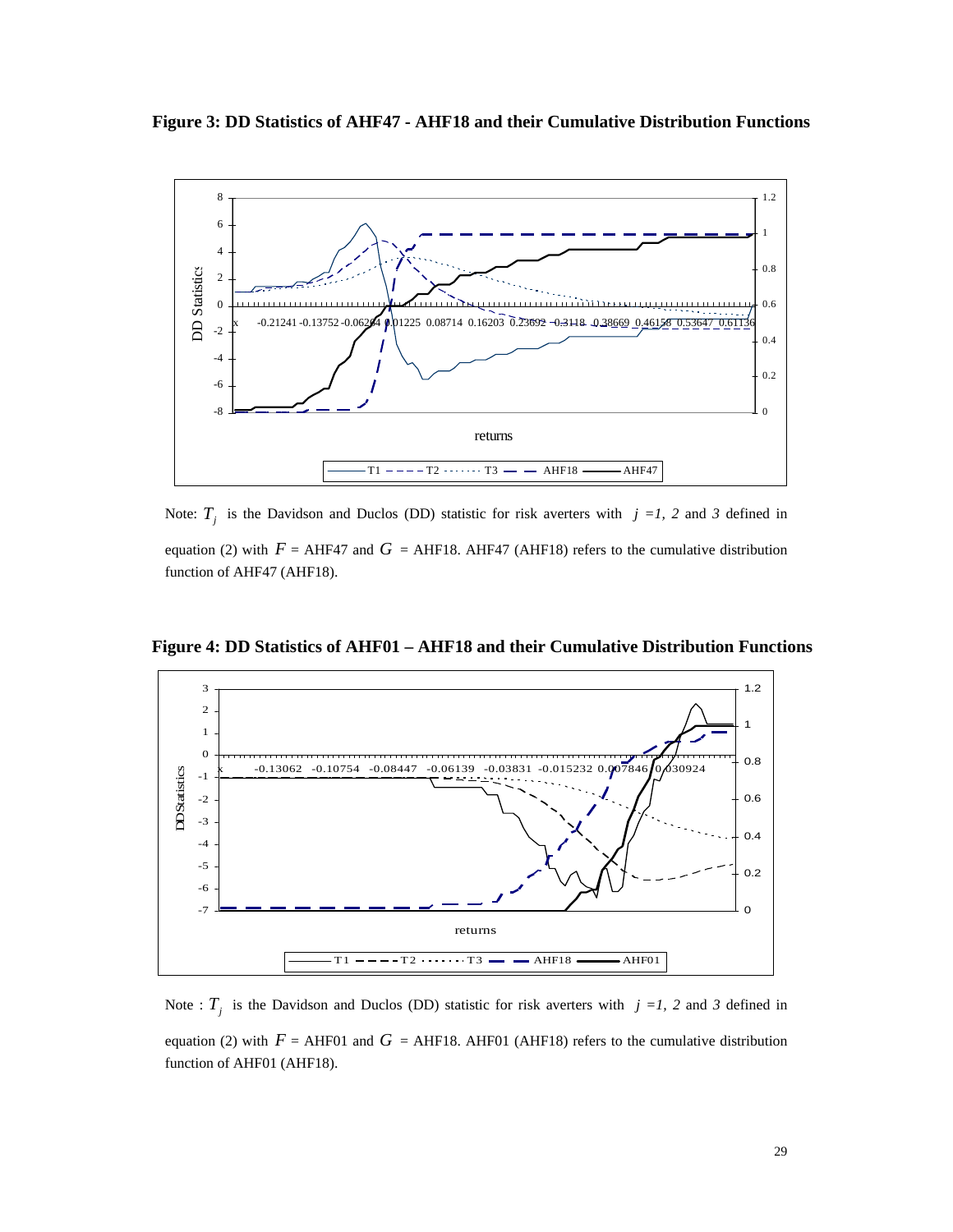**Figure 3: DD Statistics of AHF47 - AHF18 and their Cumulative Distribution Functions**

Note: $T_j$ is the Davidson and Duclos (DD) statistic for risk averters with $j = 1, 2$ and $3$ defined in equation (2) with $F$ = AHF47 and $G$ = AHF18. AHF47 (AHF18) refers to the cumulative distribution function of AHF47 (AHF18).

**Figure 4: DD Statistics of AHF01 – AHF18 and their Cumulative Distribution Functions**

Note : $T_j$ is the Davidson and Duclos (DD) statistic for risk averters with $j = 1, 2$ and $3$ defined in equation (2) with $F$ = AHF01 and $G$ = AHF18. AHF01 (AHF18) refers to the cumulative distribution function of AHF01 (AHF18).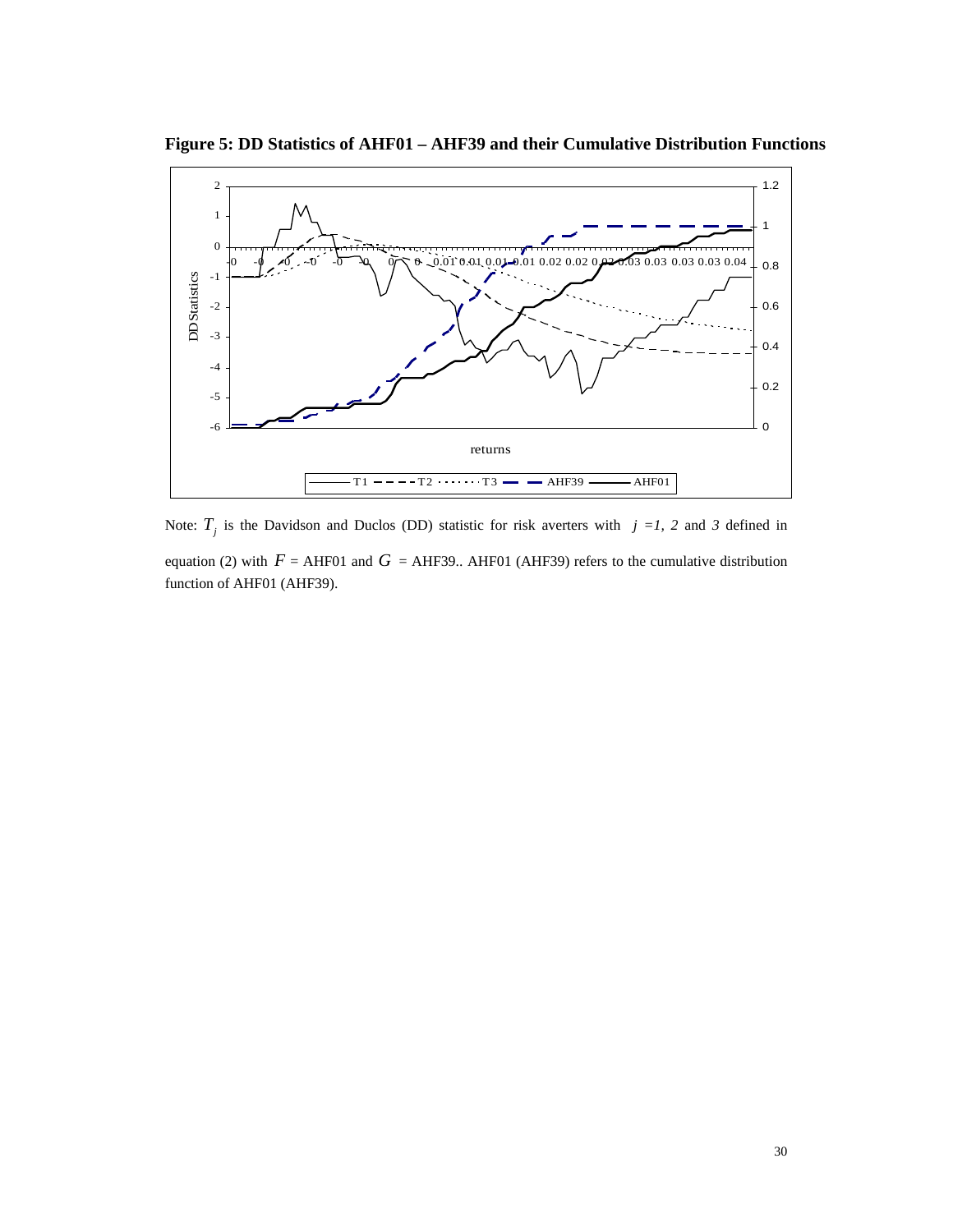**Figure 5: DD Statistics of AHF01 – AHF39 and their Cumulative Distribution Functions**

Note: $T_j$ is the Davidson and Duclos (DD) statistic for risk averters with $j$ =*1, 2* and *3* defined in equation (2) with $F$ = AHF01 and $G$ = AHF39.. AHF01 (AHF39) refers to the cumulative distribution function of AHF01 (AHF39).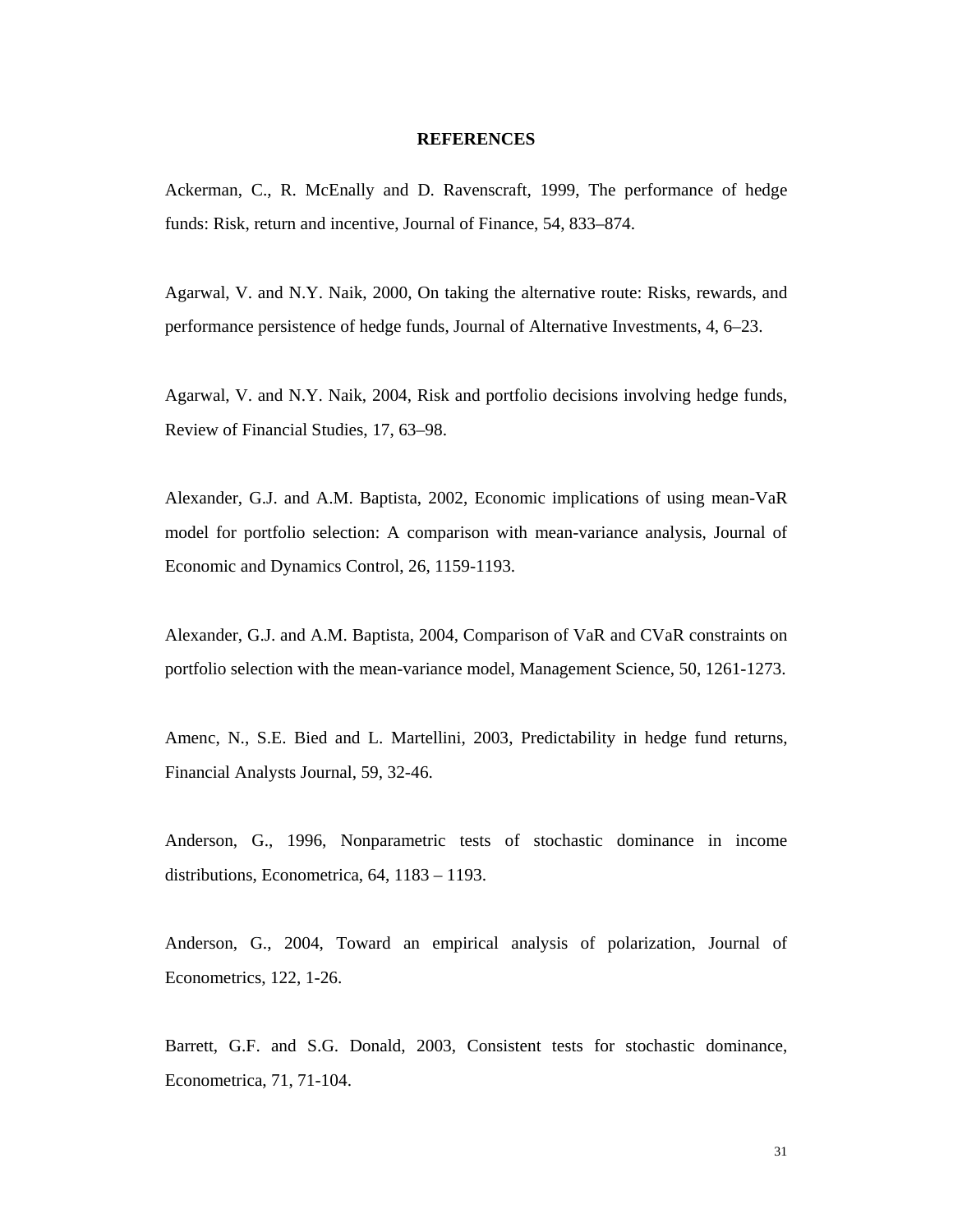## REFERENCES

Ackerman, C., R. McEnally and D. Ravenscraft, 1999, The performance of hedge funds: Risk, return and incentive, Journal of Finance, 54, 833–874.

Agarwal, V. and N.Y. Naik, 2000, On taking the alternative route: Risks, rewards, and performance persistence of hedge funds, Journal of Alternative Investments, 4, 6–23.

Agarwal, V. and N.Y. Naik, 2004, Risk and portfolio decisions involving hedge funds, Review of Financial Studies, 17, 63–98.

Alexander, G.J. and A.M. Baptista, 2002, Economic implications of using mean-VaR model for portfolio selection: A comparison with mean-variance analysis, Journal of Economic and Dynamics Control, 26, 1159-1193.

Alexander, G.J. and A.M. Baptista, 2004, Comparison of VaR and CVaR constraints on portfolio selection with the mean-variance model, Management Science, 50, 1261-1273.

Amenc, N., S.E. Bied and L. Martellini, 2003, Predictability in hedge fund returns, Financial Analysts Journal, 59, 32-46.

Anderson, G., 1996, Nonparametric tests of stochastic dominance in income distributions, Econometrica, 64, 1183 – 1193.

Anderson, G., 2004, Toward an empirical analysis of polarization, Journal of Econometrics, 122, 1-26.

Barrett, G.F. and S.G. Donald, 2003, Consistent tests for stochastic dominance, Econometrica, 71, 71-104.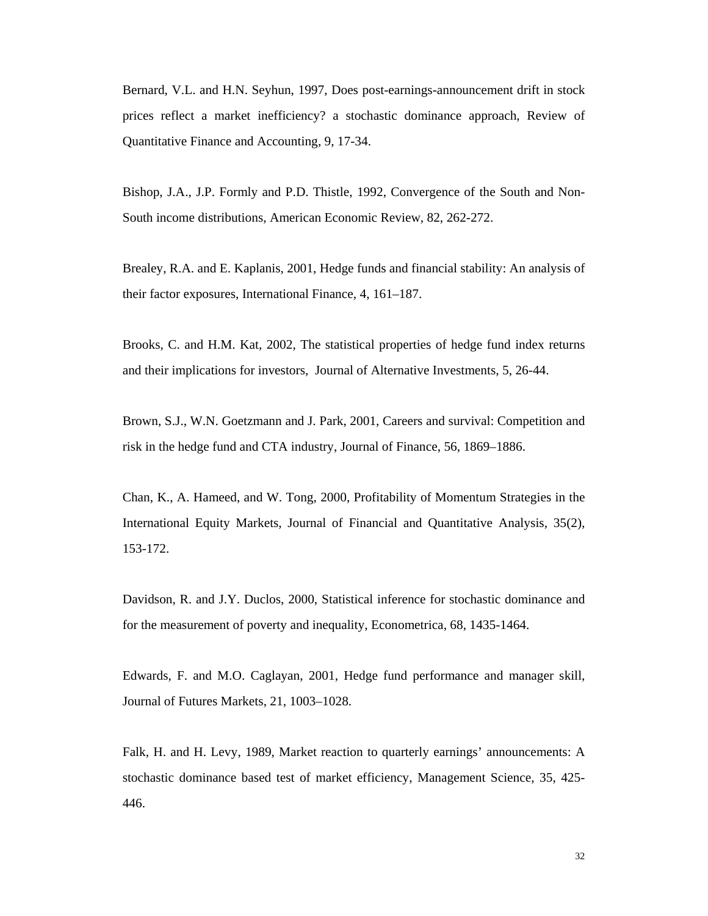Bernard, V.L. and H.N. Seyhun, 1997, Does post-earnings-announcement drift in stock prices reflect a market inefficiency? a stochastic dominance approach, Review of Quantitative Finance and Accounting, 9, 17-34.

Bishop, J.A., J.P. Formly and P.D. Thistle, 1992, Convergence of the South and Non-South income distributions, American Economic Review, 82, 262-272.

Brealey, R.A. and E. Kaplanis, 2001, Hedge funds and financial stability: An analysis of their factor exposures, International Finance, 4, 161–187.

Brooks, C. and H.M. Kat, 2002, The statistical properties of hedge fund index returns and their implications for investors, Journal of Alternative Investments, 5, 26-44.

Brown, S.J., W.N. Goetzmann and J. Park, 2001, Careers and survival: Competition and risk in the hedge fund and CTA industry, Journal of Finance, 56, 1869–1886.

Chan, K., A. Hameed, and W. Tong, 2000, Profitability of Momentum Strategies in the International Equity Markets, Journal of Financial and Quantitative Analysis, 35(2), 153-172.

Davidson, R. and J.Y. Duclos, 2000, Statistical inference for stochastic dominance and for the measurement of poverty and inequality, Econometrica, 68, 1435-1464.

Edwards, F. and M.O. Caglayan, 2001, Hedge fund performance and manager skill, Journal of Futures Markets, 21, 1003–1028.

Falk, H. and H. Levy, 1989, Market reaction to quarterly earnings' announcements: A stochastic dominance based test of market efficiency, Management Science, 35, 425-446.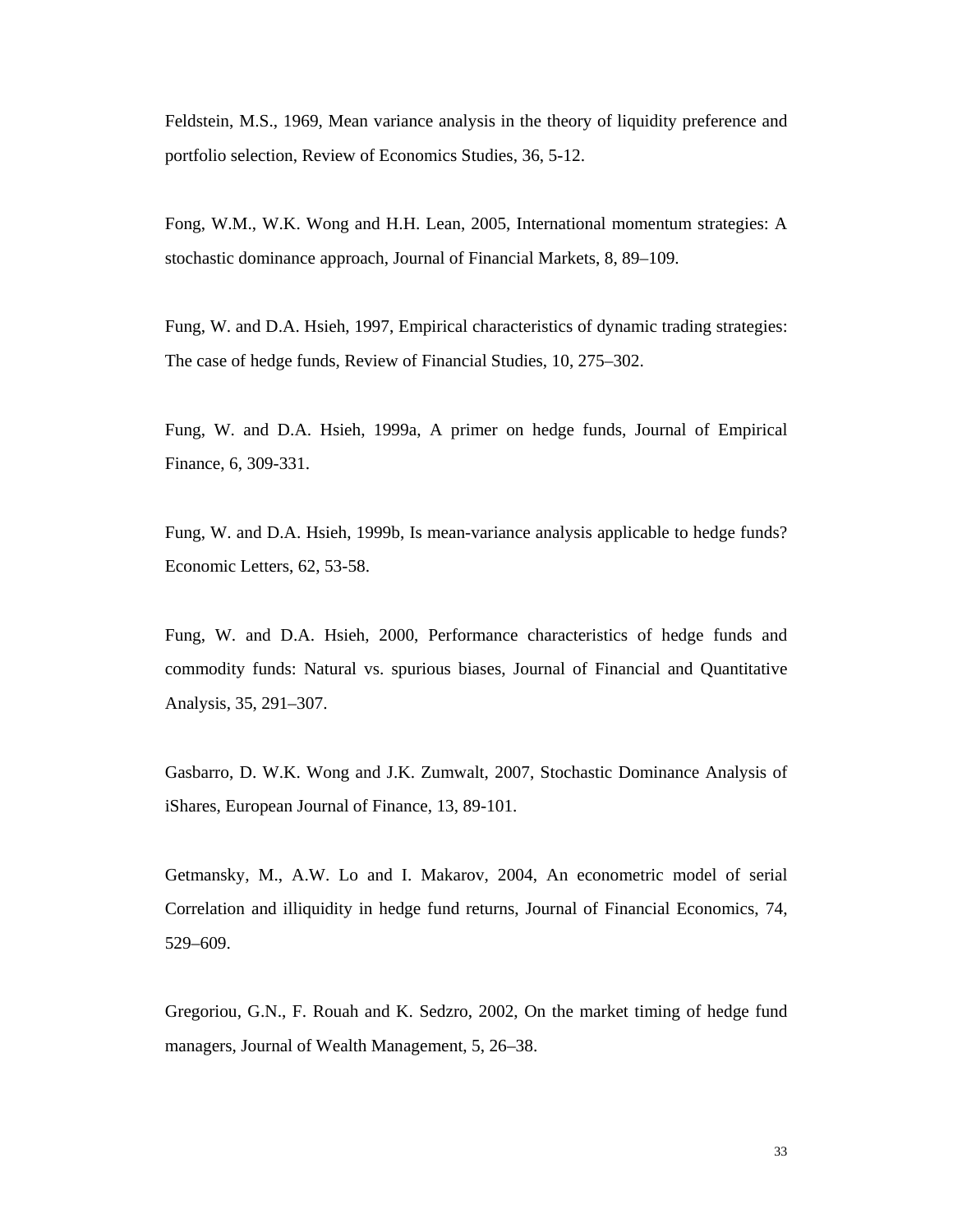Feldstein, M.S., 1969, Mean variance analysis in the theory of liquidity preference and portfolio selection, Review of Economics Studies, 36, 5-12.

Fong, W.M., W.K. Wong and H.H. Lean, 2005, International momentum strategies: A stochastic dominance approach, Journal of Financial Markets, 8, 89–109.

Fung, W. and D.A. Hsieh, 1997, Empirical characteristics of dynamic trading strategies: The case of hedge funds, Review of Financial Studies, 10, 275–302.

Fung, W. and D.A. Hsieh, 1999a, A primer on hedge funds, Journal of Empirical Finance, 6, 309-331.

Fung, W. and D.A. Hsieh, 1999b, Is mean-variance analysis applicable to hedge funds? Economic Letters, 62, 53-58.

Fung, W. and D.A. Hsieh, 2000, Performance characteristics of hedge funds and commodity funds: Natural vs. spurious biases, Journal of Financial and Quantitative Analysis, 35, 291–307.

Gasbarro, D. W.K. Wong and J.K. Zumwalt, 2007, Stochastic Dominance Analysis of iShares, European Journal of Finance, 13, 89-101.

Getmansky, M., A.W. Lo and I. Makarov, 2004, An econometric model of serial Correlation and illiquidity in hedge fund returns, Journal of Financial Economics, 74, 529–609.

Gregoriou, G.N., F. Rouah and K. Sedzro, 2002, On the market timing of hedge fund managers, Journal of Wealth Management, 5, 26–38.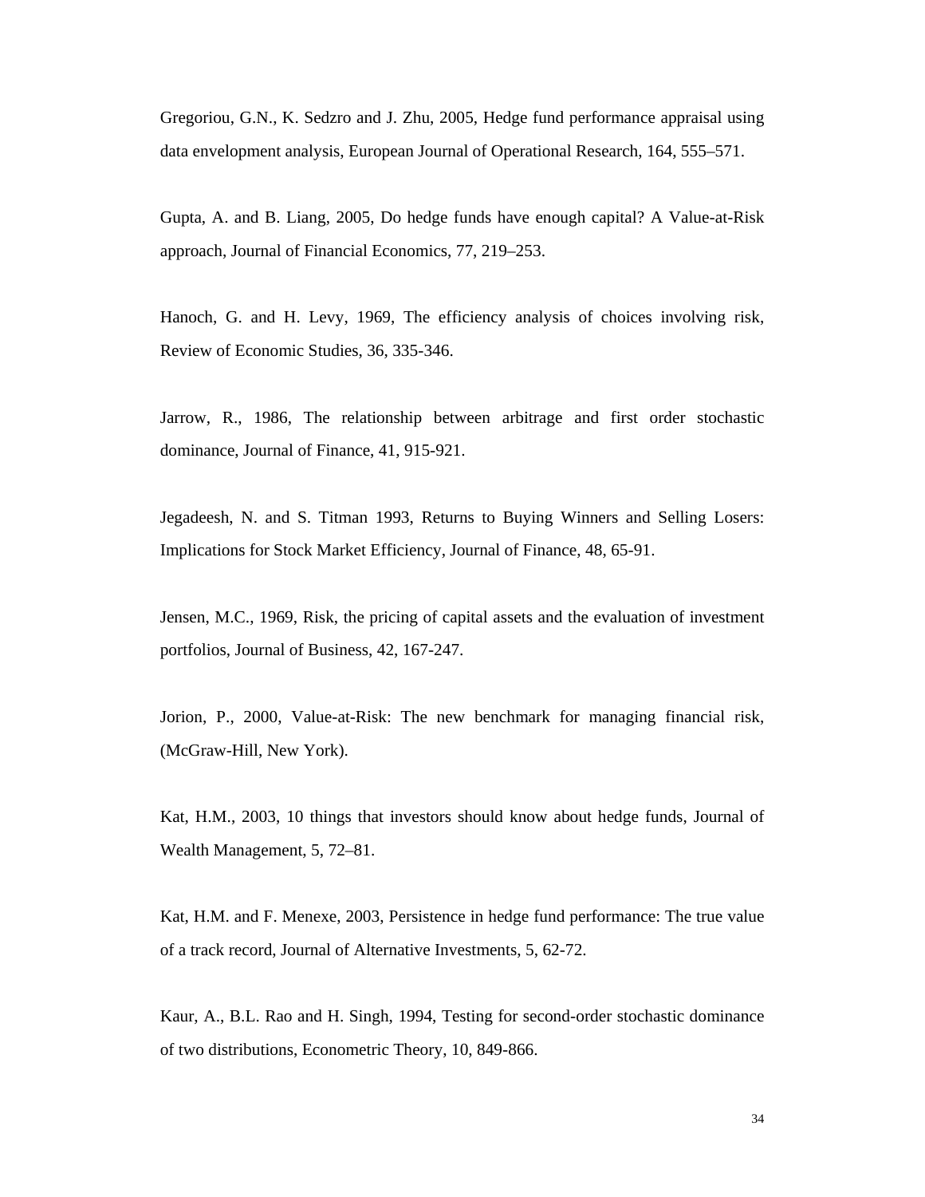Gregoriou, G.N., K. Sedzro and J. Zhu, 2005, Hedge fund performance appraisal using data envelopment analysis, European Journal of Operational Research, 164, 555–571.

Gupta, A. and B. Liang, 2005, Do hedge funds have enough capital? A Value-at-Risk approach, Journal of Financial Economics, 77, 219–253.

Hanoch, G. and H. Levy, 1969, The efficiency analysis of choices involving risk, Review of Economic Studies, 36, 335-346.

Jarrow, R., 1986, The relationship between arbitrage and first order stochastic dominance, Journal of Finance, 41, 915-921.

Jegadeesh, N. and S. Titman 1993, Returns to Buying Winners and Selling Losers: Implications for Stock Market Efficiency, Journal of Finance, 48, 65-91.

Jensen, M.C., 1969, Risk, the pricing of capital assets and the evaluation of investment portfolios, Journal of Business, 42, 167-247.

Jorion, P., 2000, Value-at-Risk: The new benchmark for managing financial risk, (McGraw-Hill, New York).

Kat, H.M., 2003, 10 things that investors should know about hedge funds, Journal of Wealth Management, 5, 72–81.

Kat, H.M. and F. Menexe, 2003, Persistence in hedge fund performance: The true value of a track record, Journal of Alternative Investments, 5, 62-72.

Kaur, A., B.L. Rao and H. Singh, 1994, Testing for second-order stochastic dominance of two distributions, Econometric Theory, 10, 849-866.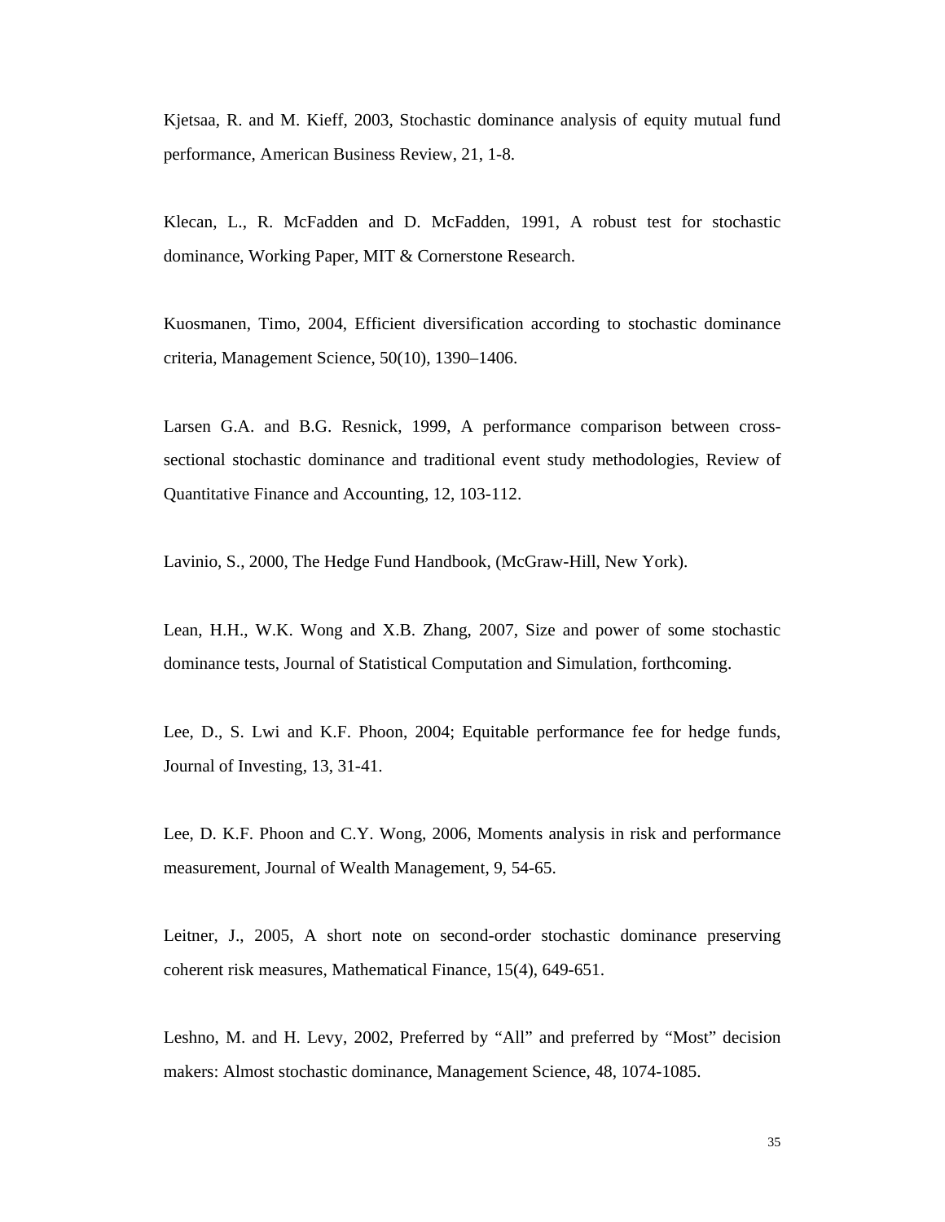Kjetsaa, R. and M. Kieff, 2003, Stochastic dominance analysis of equity mutual fund performance, American Business Review, 21, 1-8.

Klecan, L., R. McFadden and D. McFadden, 1991, A robust test for stochastic dominance, Working Paper, MIT & Cornerstone Research.

Kuosmanen, Timo, 2004, Efficient diversification according to stochastic dominance criteria, Management Science, 50(10), 1390–1406.

Larsen G.A. and B.G. Resnick, 1999, A performance comparison between cross-sectional stochastic dominance and traditional event study methodologies, Review of Quantitative Finance and Accounting, 12, 103-112.

Lavinio, S., 2000, The Hedge Fund Handbook, (McGraw-Hill, New York).

Lean, H.H., W.K. Wong and X.B. Zhang, 2007, Size and power of some stochastic dominance tests, Journal of Statistical Computation and Simulation, forthcoming.

Lee, D., S. Lwi and K.F. Phoon, 2004; Equitable performance fee for hedge funds, Journal of Investing, 13, 31-41.

Lee, D. K.F. Phoon and C.Y. Wong, 2006, Moments analysis in risk and performance measurement, Journal of Wealth Management, 9, 54-65.

Leitner, J., 2005, A short note on second-order stochastic dominance preserving coherent risk measures, Mathematical Finance, 15(4), 649-651.

Leshno, M. and H. Levy, 2002, Preferred by "All" and preferred by "Most" decision makers: Almost stochastic dominance, Management Science, 48, 1074-1085.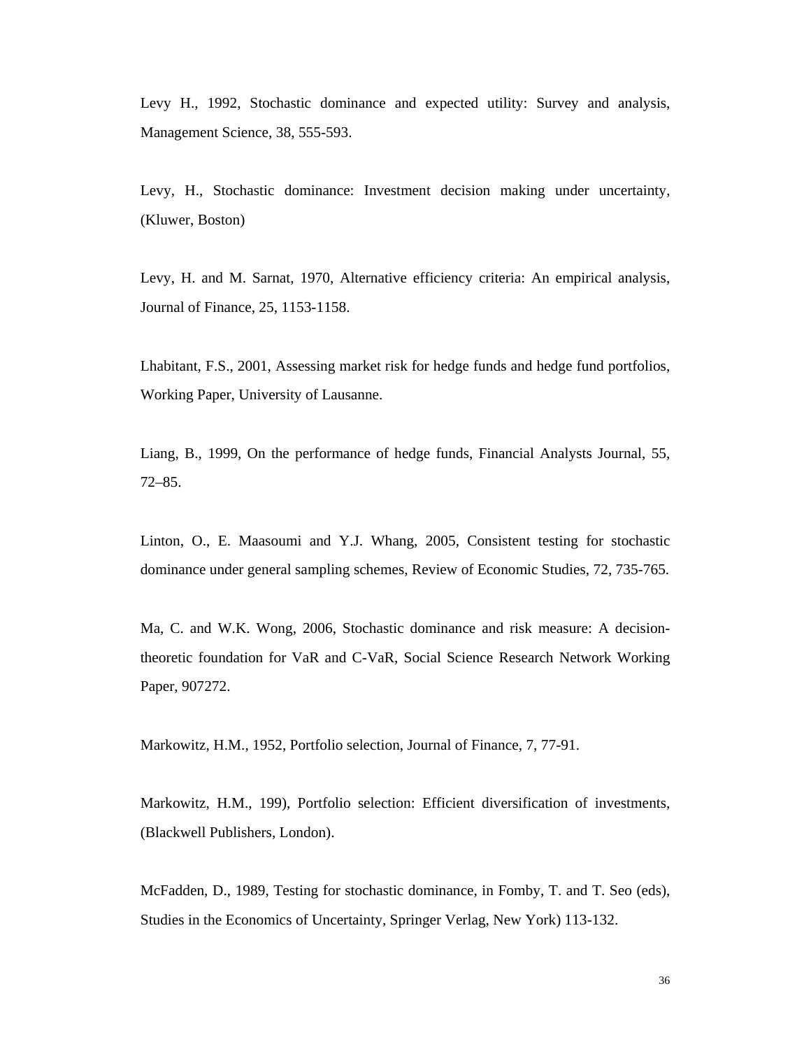Levy H., 1992, Stochastic dominance and expected utility: Survey and analysis, Management Science, 38, 555-593.

Levy, H., Stochastic dominance: Investment decision making under uncertainty, (Kluwer, Boston)

Levy, H. and M. Sarnat, 1970, Alternative efficiency criteria: An empirical analysis, Journal of Finance, 25, 1153-1158.

Lhabitant, F.S., 2001, Assessing market risk for hedge funds and hedge fund portfolios, Working Paper, University of Lausanne.

Liang, B., 1999, On the performance of hedge funds, Financial Analysts Journal, 55, 72–85.

Linton, O., E. Maasoumi and Y.J. Whang, 2005, Consistent testing for stochastic dominance under general sampling schemes, Review of Economic Studies, 72, 735-765.

Ma, C. and W.K. Wong, 2006, Stochastic dominance and risk measure: A decision-theoretic foundation for VaR and C-VaR, Social Science Research Network Working Paper, 907272.

Markowitz, H.M., 1952, Portfolio selection, Journal of Finance, 7, 77-91.

Markowitz, H.M., 199), Portfolio selection: Efficient diversification of investments, (Blackwell Publishers, London).

McFadden, D., 1989, Testing for stochastic dominance, in Fomby, T. and T. Seo (eds), Studies in the Economics of Uncertainty, Springer Verlag, New York) 113-132.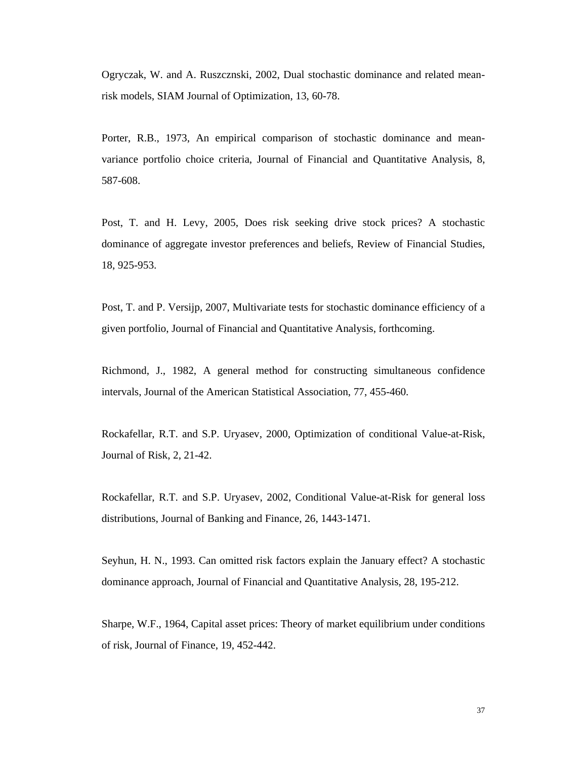Ogryczak, W. and A. Ruszcznski, 2002, Dual stochastic dominance and related mean-risk models, SIAM Journal of Optimization, 13, 60-78.

Porter, R.B., 1973, An empirical comparison of stochastic dominance and mean-variance portfolio choice criteria, Journal of Financial and Quantitative Analysis, 8, 587-608.

Post, T. and H. Levy, 2005, Does risk seeking drive stock prices? A stochastic dominance of aggregate investor preferences and beliefs, Review of Financial Studies, 18, 925-953.

Post, T. and P. Versijp, 2007, Multivariate tests for stochastic dominance efficiency of a given portfolio, Journal of Financial and Quantitative Analysis, forthcoming.

Richmond, J., 1982, A general method for constructing simultaneous confidence intervals, Journal of the American Statistical Association, 77, 455-460.

Rockafellar, R.T. and S.P. Uryasev, 2000, Optimization of conditional Value-at-Risk, Journal of Risk, 2, 21-42.

Rockafellar, R.T. and S.P. Uryasev, 2002, Conditional Value-at-Risk for general loss distributions, Journal of Banking and Finance, 26, 1443-1471.

Seyhun, H. N., 1993. Can omitted risk factors explain the January effect? A stochastic dominance approach, Journal of Financial and Quantitative Analysis, 28, 195-212.

Sharpe, W.F., 1964, Capital asset prices: Theory of market equilibrium under conditions of risk, Journal of Finance, 19, 452-442.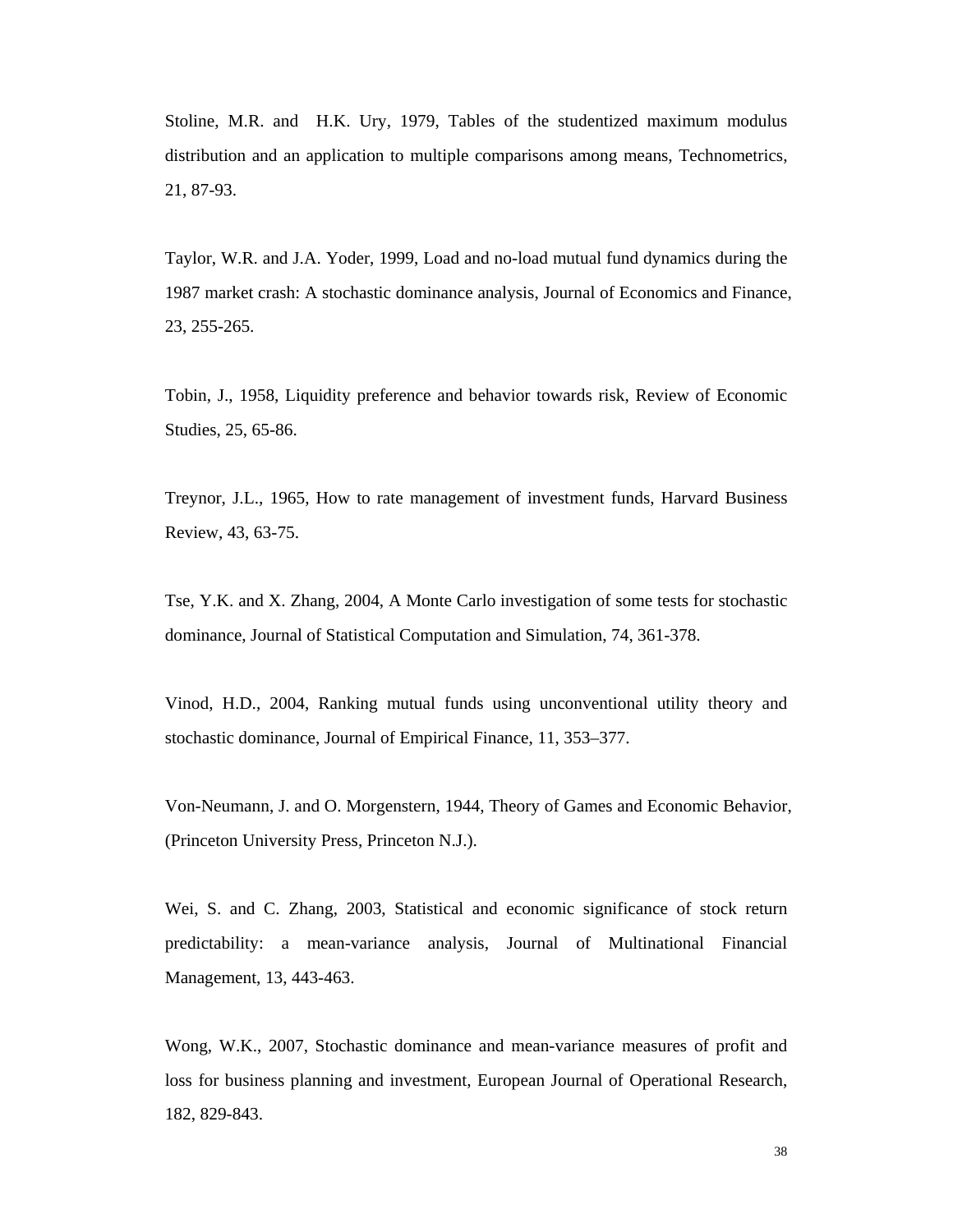Stoline, M.R. and H.K. Ury, 1979, Tables of the studentized maximum modulus distribution and an application to multiple comparisons among means, Technometrics, 21, 87-93.

Taylor, W.R. and J.A. Yoder, 1999, Load and no-load mutual fund dynamics during the 1987 market crash: A stochastic dominance analysis, Journal of Economics and Finance, 23, 255-265.

Tobin, J., 1958, Liquidity preference and behavior towards risk, Review of Economic Studies, 25, 65-86.

Treynor, J.L., 1965, How to rate management of investment funds, Harvard Business Review, 43, 63-75.

Tse, Y.K. and X. Zhang, 2004, A Monte Carlo investigation of some tests for stochastic dominance, Journal of Statistical Computation and Simulation, 74, 361-378.

Vinod, H.D., 2004, Ranking mutual funds using unconventional utility theory and stochastic dominance, Journal of Empirical Finance, 11, 353–377.

Von-Neumann, J. and O. Morgenstern, 1944, Theory of Games and Economic Behavior, (Princeton University Press, Princeton N.J.).

Wei, S. and C. Zhang, 2003, Statistical and economic significance of stock return predictability: a mean-variance analysis, Journal of Multinational Financial Management, 13, 443-463.

Wong, W.K., 2007, Stochastic dominance and mean-variance measures of profit and loss for business planning and investment, European Journal of Operational Research, 182, 829-843.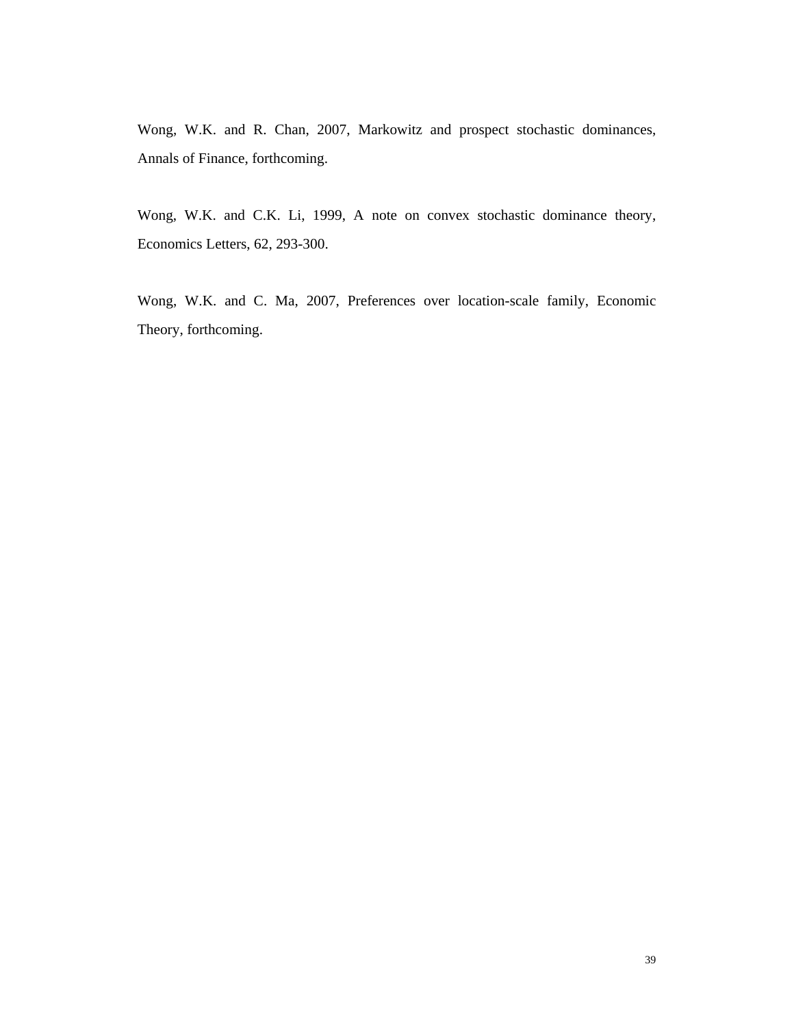Wong, W.K. and R. Chan, 2007, Markowitz and prospect stochastic dominances, Annals of Finance, forthcoming.

Wong, W.K. and C.K. Li, 1999, A note on convex stochastic dominance theory, Economics Letters, 62, 293-300.

Wong, W.K. and C. Ma, 2007, Preferences over location-scale family, Economic Theory, forthcoming.